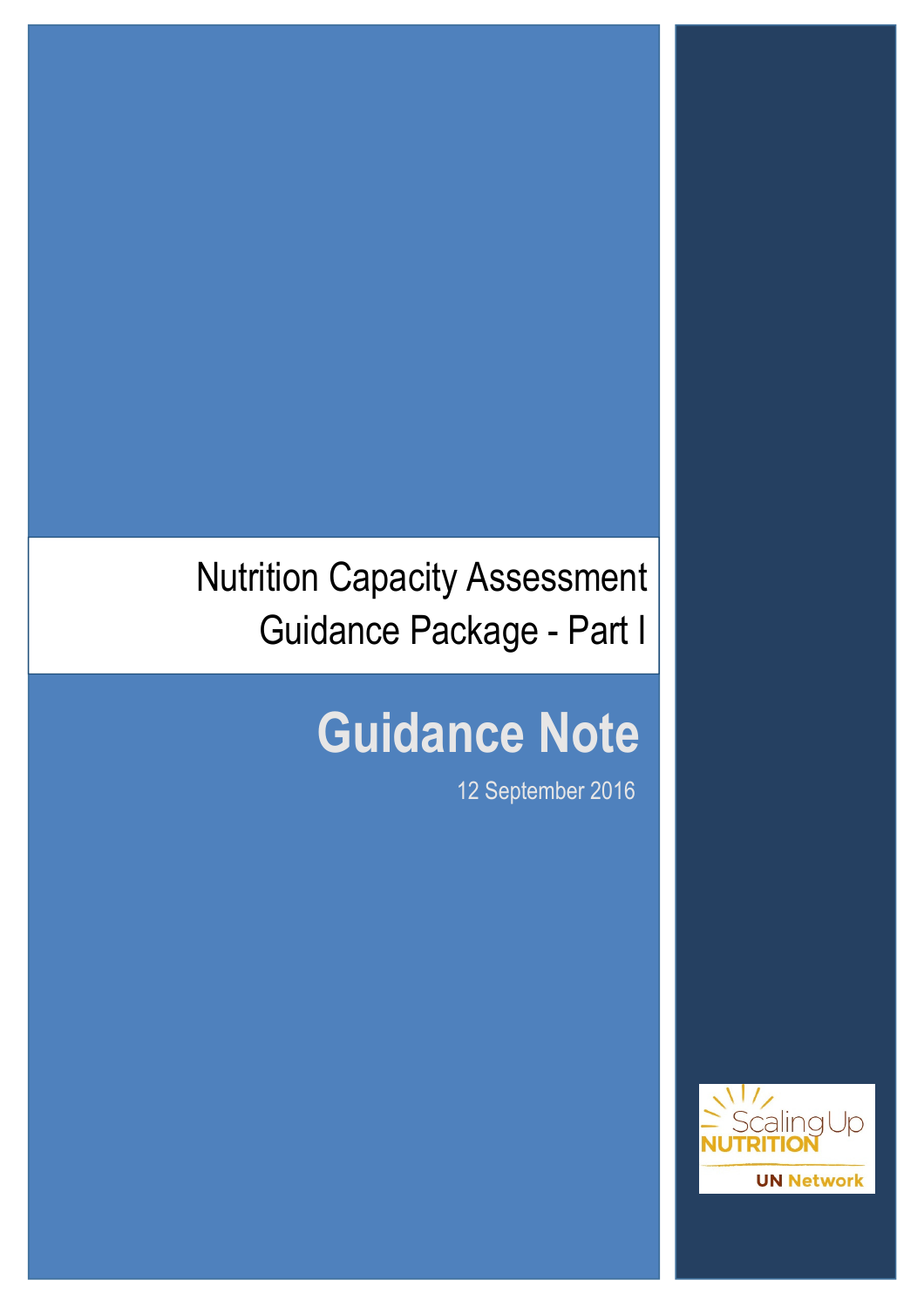# Nutrition Capacity Assessment Guidance Package - Part I

## Guidance Note

12 September 2016

Scaling Up NUTRITION

UN Network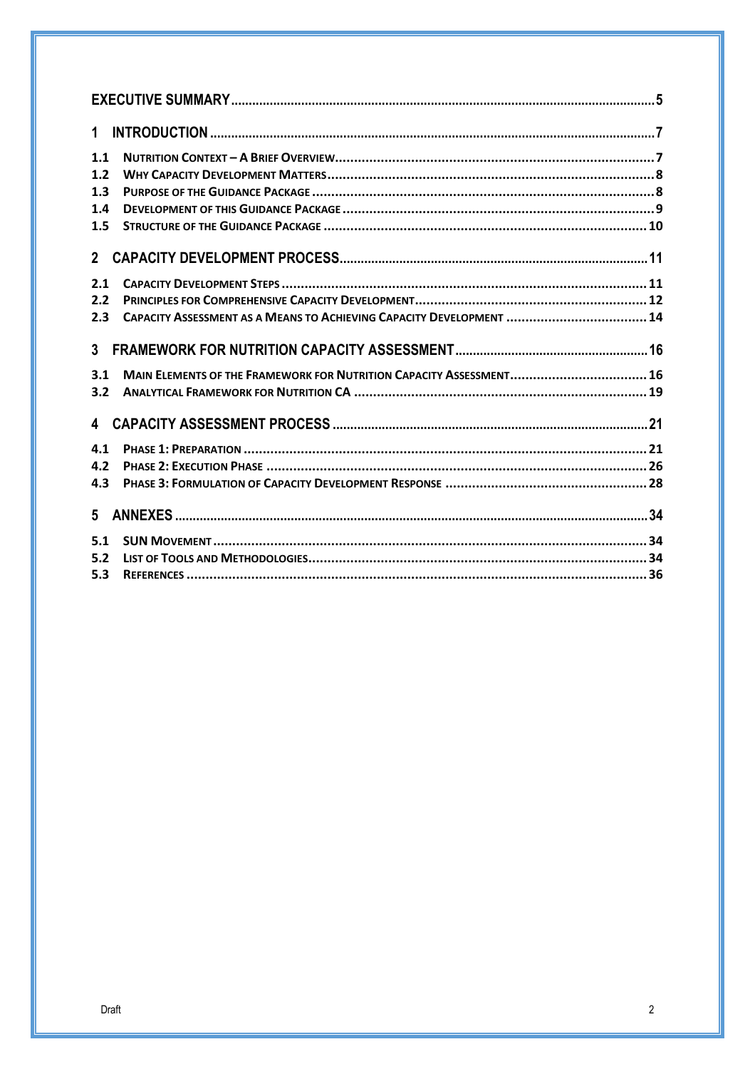EXECUTIVE SUMMARY ........ 5

1 INTRODUCTION ........ 7

1.1 NUTRITION CONTEXT – A BRIEF OVERVIEW ........ 7
1.2 WHY CAPACITY DEVELOPMENT MATTERS ........ 8
1.3 PURPOSE OF THE GUIDANCE PACKAGE ........ 8
1.4 DEVELOPMENT OF THIS GUIDANCE PACKAGE ........ 9
1.5 STRUCTURE OF THE GUIDANCE PACKAGE ........ 10

2 CAPACITY DEVELOPMENT PROCESS ........ 11

2.1 CAPACITY DEVELOPMENT STEPS ........ 11
2.2 PRINCIPLES FOR COMPREHENSIVE CAPACITY DEVELOPMENT ........ 12
2.3 CAPACITY ASSESSMENT AS A MEANS TO ACHIEVING CAPACITY DEVELOPMENT ........ 14

3 FRAMEWORK FOR NUTRITION CAPACITY ASSESSMENT ........ 16

3.1 MAIN ELEMENTS OF THE FRAMEWORK FOR NUTRITION CAPACITY ASSESSMENT ........ 16
3.2 ANALYTICAL FRAMEWORK FOR NUTRITION CA ........ 19

4 CAPACITY ASSESSMENT PROCESS ........ 21

4.1 PHASE 1: PREPARATION ........ 21
4.2 PHASE 2: EXECUTION PHASE ........ 26
4.3 PHASE 3: FORMULATION OF CAPACITY DEVELOPMENT RESPONSE ........ 28

5 ANNEXES ........ 34

5.1 SUN MOVEMENT ........ 34
5.2 LIST OF TOOLS AND METHODOLOGIES ........ 34
5.3 REFERENCES ........ 36

Draft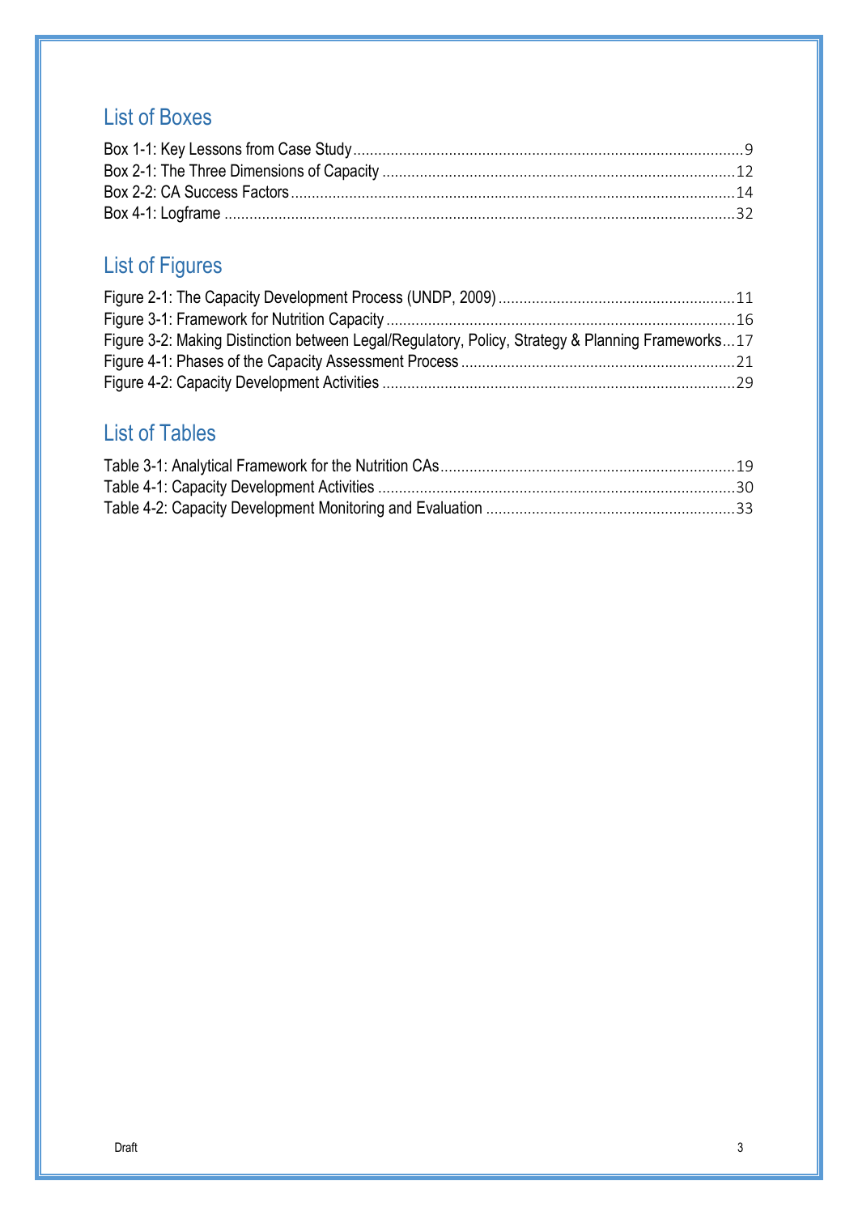## List of Boxes

Box 1-1: Key Lessons from Case Study ........ 9
Box 2-1: The Three Dimensions of Capacity ........ 12
Box 2-2: CA Success Factors ........ 14
Box 4-1: Logframe ........ 32

## List of Figures

Figure 2-1: The Capacity Development Process (UNDP, 2009) ........ 11
Figure 3-1: Framework for Nutrition Capacity ........ 16
Figure 3-2: Making Distinction between Legal/Regulatory, Policy, Strategy & Planning Frameworks ... 17
Figure 4-1: Phases of the Capacity Assessment Process ........ 21
Figure 4-2: Capacity Development Activities ........ 29

## List of Tables

Table 3-1: Analytical Framework for the Nutrition CAs ........ 19
Table 4-1: Capacity Development Activities ........ 30
Table 4-2: Capacity Development Monitoring and Evaluation ........ 33

Draft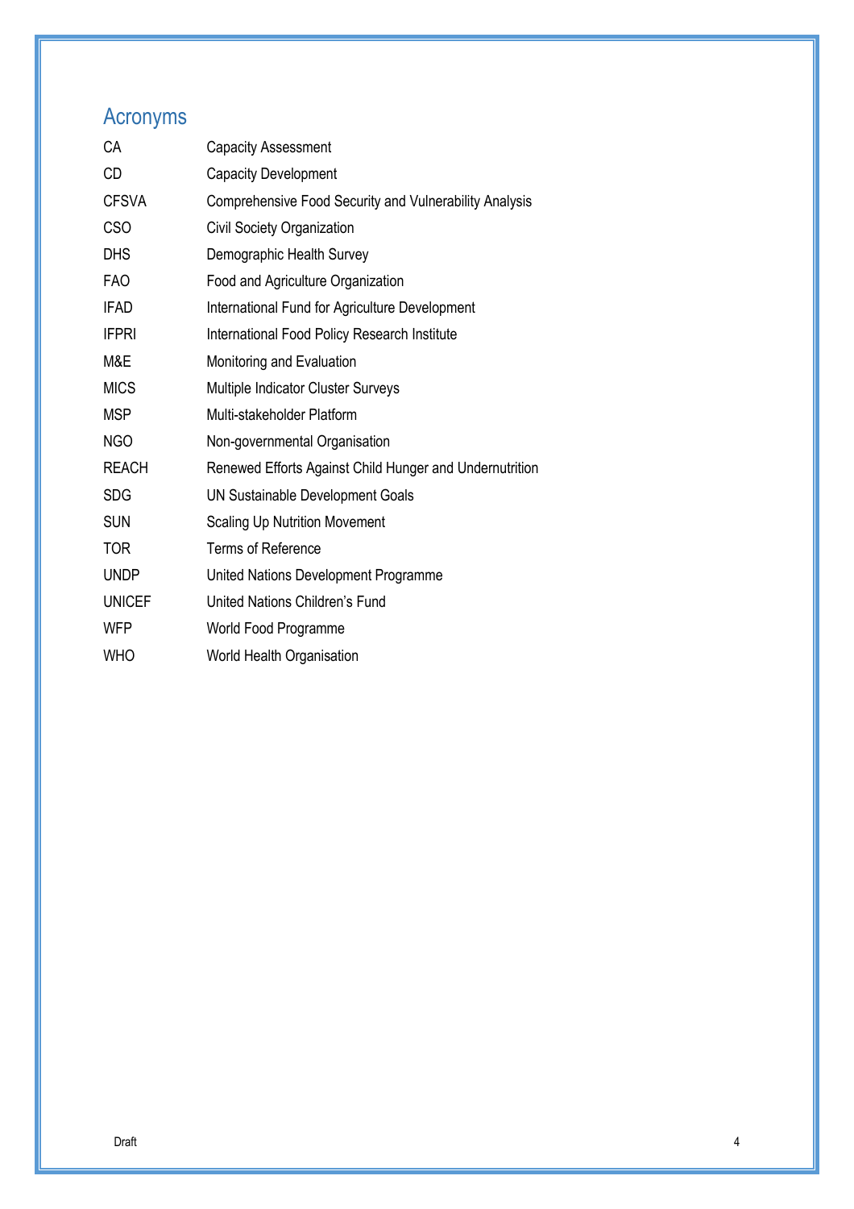# Acronyms

| | |
|---|---|
| CA | Capacity Assessment |
| CD | Capacity Development |
| CFSVA | Comprehensive Food Security and Vulnerability Analysis |
| CSO | Civil Society Organization |
| DHS | Demographic Health Survey |
| FAO | Food and Agriculture Organization |
| IFAD | International Fund for Agriculture Development |
| IFPRI | International Food Policy Research Institute |
| M&E | Monitoring and Evaluation |
| MICS | Multiple Indicator Cluster Surveys |
| MSP | Multi-stakeholder Platform |
| NGO | Non-governmental Organisation |
| REACH | Renewed Efforts Against Child Hunger and Undernutrition |
| SDG | UN Sustainable Development Goals |
| SUN | Scaling Up Nutrition Movement |
| TOR | Terms of Reference |
| UNDP | United Nations Development Programme |
| UNICEF | United Nations Children's Fund |
| WFP | World Food Programme |
| WHO | World Health Organisation |

Draft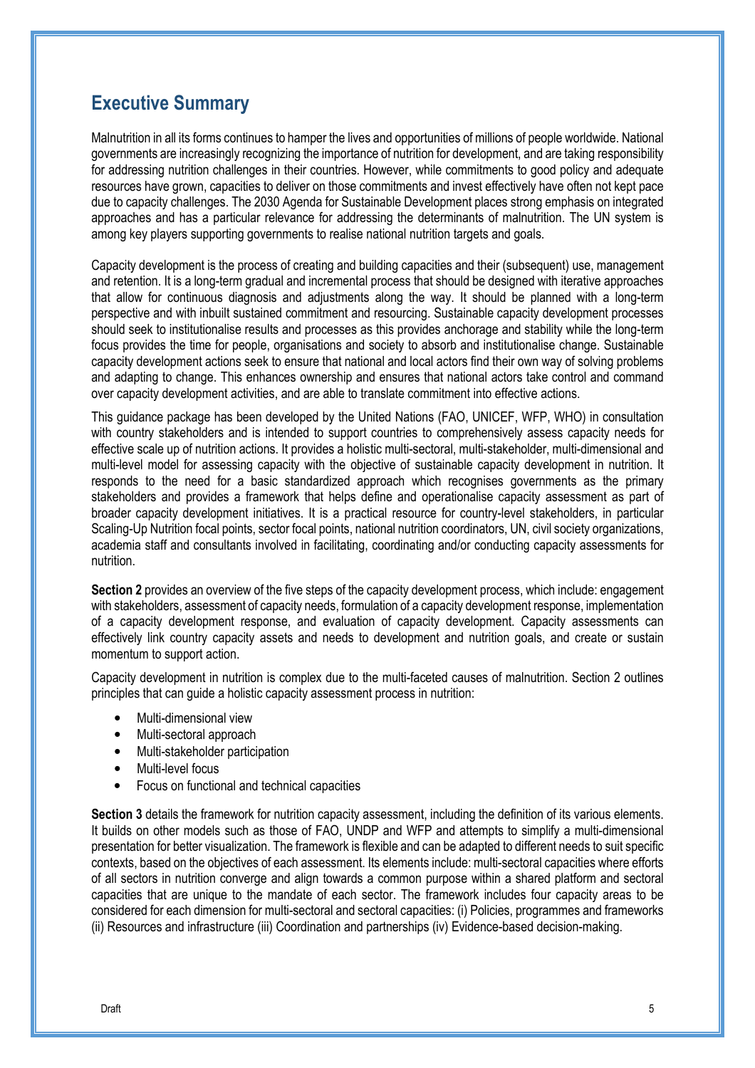# Executive Summary

Malnutrition in all its forms continues to hamper the lives and opportunities of millions of people worldwide. National governments are increasingly recognizing the importance of nutrition for development, and are taking responsibility for addressing nutrition challenges in their countries. However, while commitments to good policy and adequate resources have grown, capacities to deliver on those commitments and invest effectively have often not kept pace due to capacity challenges. The 2030 Agenda for Sustainable Development places strong emphasis on integrated approaches and has a particular relevance for addressing the determinants of malnutrition. The UN system is among key players supporting governments to realise national nutrition targets and goals.

Capacity development is the process of creating and building capacities and their (subsequent) use, management and retention. It is a long-term gradual and incremental process that should be designed with iterative approaches that allow for continuous diagnosis and adjustments along the way. It should be planned with a long-term perspective and with inbuilt sustained commitment and resourcing. Sustainable capacity development processes should seek to institutionalise results and processes as this provides anchorage and stability while the long-term focus provides the time for people, organisations and society to absorb and institutionalise change. Sustainable capacity development actions seek to ensure that national and local actors find their own way of solving problems and adapting to change. This enhances ownership and ensures that national actors take control and command over capacity development activities, and are able to translate commitment into effective actions.

This guidance package has been developed by the United Nations (FAO, UNICEF, WFP, WHO) in consultation with country stakeholders and is intended to support countries to comprehensively assess capacity needs for effective scale up of nutrition actions. It provides a holistic multi-sectoral, multi-stakeholder, multi-dimensional and multi-level model for assessing capacity with the objective of sustainable capacity development in nutrition. It responds to the need for a basic standardized approach which recognises governments as the primary stakeholders and provides a framework that helps define and operationalise capacity assessment as part of broader capacity development initiatives. It is a practical resource for country-level stakeholders, in particular Scaling-Up Nutrition focal points, sector focal points, national nutrition coordinators, UN, civil society organizations, academia staff and consultants involved in facilitating, coordinating and/or conducting capacity assessments for nutrition.

**Section 2** provides an overview of the five steps of the capacity development process, which include: engagement with stakeholders, assessment of capacity needs, formulation of a capacity development response, implementation of a capacity development response, and evaluation of capacity development. Capacity assessments can effectively link country capacity assets and needs to development and nutrition goals, and create or sustain momentum to support action.

Capacity development in nutrition is complex due to the multi-faceted causes of malnutrition. Section 2 outlines principles that can guide a holistic capacity assessment process in nutrition:

- Multi-dimensional view
- Multi-sectoral approach
- Multi-stakeholder participation
- Multi-level focus
- Focus on functional and technical capacities

**Section 3** details the framework for nutrition capacity assessment, including the definition of its various elements. It builds on other models such as those of FAO, UNDP and WFP and attempts to simplify a multi-dimensional presentation for better visualization. The framework is flexible and can be adapted to different needs to suit specific contexts, based on the objectives of each assessment. Its elements include: multi-sectoral capacities where efforts of all sectors in nutrition converge and align towards a common purpose within a shared platform and sectoral capacities that are unique to the mandate of each sector. The framework includes four capacity areas to be considered for each dimension for multi-sectoral and sectoral capacities: (i) Policies, programmes and frameworks (ii) Resources and infrastructure (iii) Coordination and partnerships (iv) Evidence-based decision-making.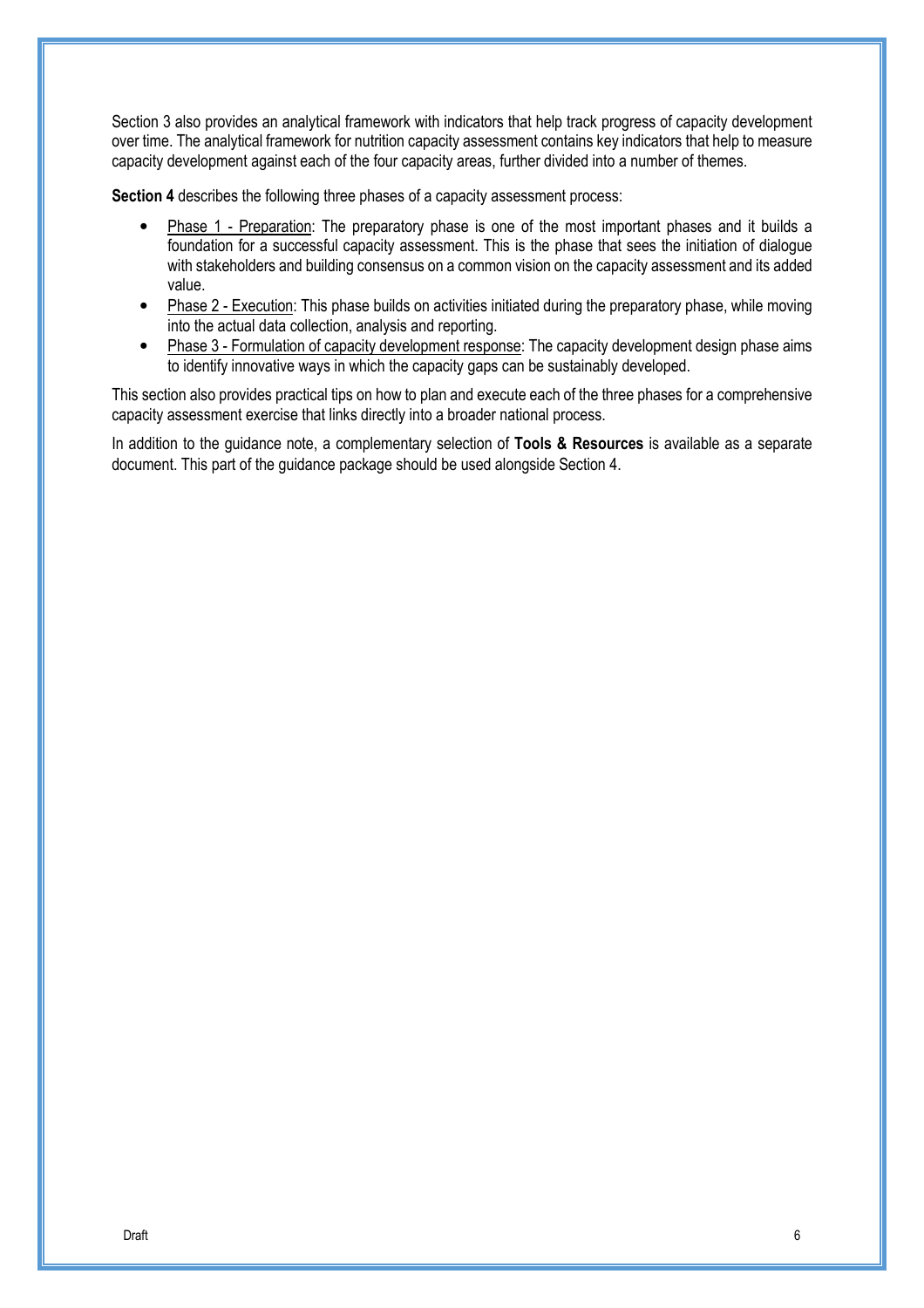Section 3 also provides an analytical framework with indicators that help track progress of capacity development over time. The analytical framework for nutrition capacity assessment contains key indicators that help to measure capacity development against each of the four capacity areas, further divided into a number of themes.

**Section 4** describes the following three phases of a capacity assessment process:

- Phase 1 - Preparation: The preparatory phase is one of the most important phases and it builds a foundation for a successful capacity assessment. This is the phase that sees the initiation of dialogue with stakeholders and building consensus on a common vision on the capacity assessment and its added value.
- Phase 2 - Execution: This phase builds on activities initiated during the preparatory phase, while moving into the actual data collection, analysis and reporting.
- Phase 3 - Formulation of capacity development response: The capacity development design phase aims to identify innovative ways in which the capacity gaps can be sustainably developed.

This section also provides practical tips on how to plan and execute each of the three phases for a comprehensive capacity assessment exercise that links directly into a broader national process.

In addition to the guidance note, a complementary selection of **Tools & Resources** is available as a separate document. This part of the guidance package should be used alongside Section 4.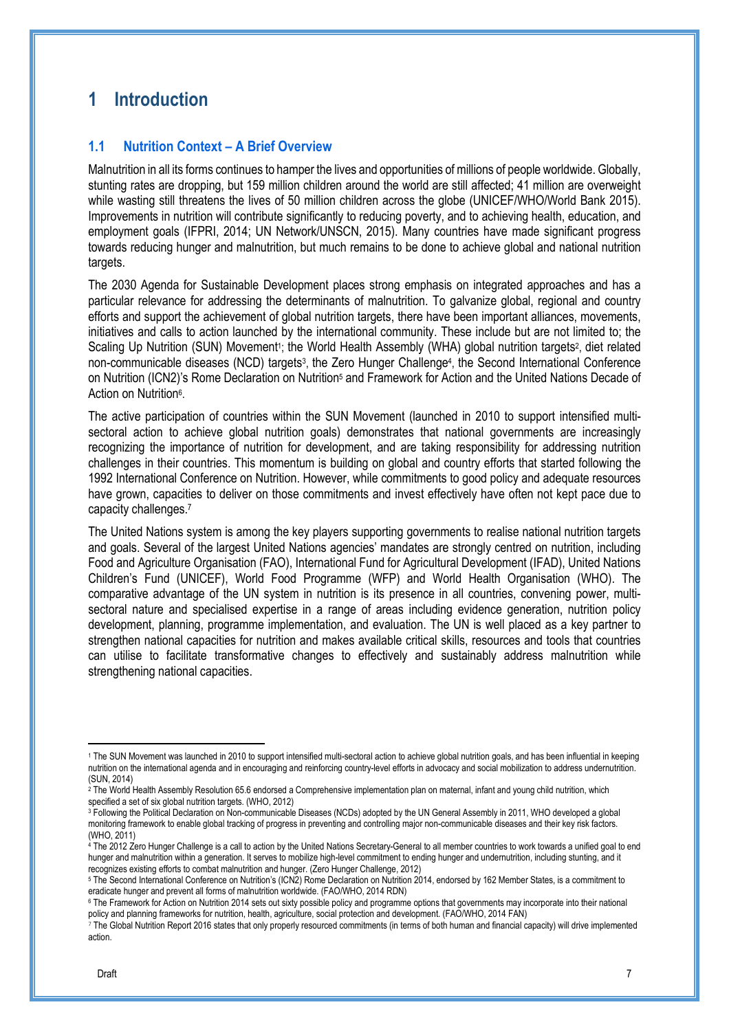# 1 Introduction

## 1.1 Nutrition Context – A Brief Overview

Malnutrition in all its forms continues to hamper the lives and opportunities of millions of people worldwide. Globally, stunting rates are dropping, but 159 million children around the world are still affected; 41 million are overweight while wasting still threatens the lives of 50 million children across the globe (UNICEF/WHO/World Bank 2015). Improvements in nutrition will contribute significantly to reducing poverty, and to achieving health, education, and employment goals (IFPRI, 2014; UN Network/UNSCN, 2015). Many countries have made significant progress towards reducing hunger and malnutrition, but much remains to be done to achieve global and national nutrition targets.

The 2030 Agenda for Sustainable Development places strong emphasis on integrated approaches and has a particular relevance for addressing the determinants of malnutrition. To galvanize global, regional and country efforts and support the achievement of global nutrition targets, there have been important alliances, movements, initiatives and calls to action launched by the international community. These include but are not limited to; the Scaling Up Nutrition (SUN) Movement[1]; the World Health Assembly (WHA) global nutrition targets[2], diet related non-communicable diseases (NCD) targets[3], the Zero Hunger Challenge[4], the Second International Conference on Nutrition (ICN2)'s Rome Declaration on Nutrition[5] and Framework for Action and the United Nations Decade of Action on Nutrition[6].

The active participation of countries within the SUN Movement (launched in 2010 to support intensified multi-sectoral action to achieve global nutrition goals) demonstrates that national governments are increasingly recognizing the importance of nutrition for development, and are taking responsibility for addressing nutrition challenges in their countries. This momentum is building on global and country efforts that started following the 1992 International Conference on Nutrition. However, while commitments to good policy and adequate resources have grown, capacities to deliver on those commitments and invest effectively have often not kept pace due to capacity challenges.[7]

The United Nations system is among the key players supporting governments to realise national nutrition targets and goals. Several of the largest United Nations agencies' mandates are strongly centred on nutrition, including Food and Agriculture Organisation (FAO), International Fund for Agricultural Development (IFAD), United Nations Children's Fund (UNICEF), World Food Programme (WFP) and World Health Organisation (WHO). The comparative advantage of the UN system in nutrition is its presence in all countries, convening power, multi-sectoral nature and specialised expertise in a range of areas including evidence generation, nutrition policy development, planning, programme implementation, and evaluation. The UN is well placed as a key partner to strengthen national capacities for nutrition and makes available critical skills, resources and tools that countries can utilise to facilitate transformative changes to effectively and sustainably address malnutrition while strengthening national capacities.

---

[1] The SUN Movement was launched in 2010 to support intensified multi-sectoral action to achieve global nutrition goals, and has been influential in keeping nutrition on the international agenda and in encouraging and reinforcing country-level efforts in advocacy and social mobilization to address undernutrition. (SUN, 2014)

[2] The World Health Assembly Resolution 65.6 endorsed a Comprehensive implementation plan on maternal, infant and young child nutrition, which specified a set of six global nutrition targets. (WHO, 2012)

[3] Following the Political Declaration on Non-communicable Diseases (NCDs) adopted by the UN General Assembly in 2011, WHO developed a global monitoring framework to enable global tracking of progress in preventing and controlling major non-communicable diseases and their key risk factors. (WHO, 2011)

[4] The 2012 Zero Hunger Challenge is a call to action by the United Nations Secretary-General to all member countries to work towards a unified goal to end hunger and malnutrition within a generation. It serves to mobilize high-level commitment to ending hunger and undernutrition, including stunting, and it recognizes existing efforts to combat malnutrition and hunger. (Zero Hunger Challenge, 2012)

[5] The Second International Conference on Nutrition's (ICN2) Rome Declaration on Nutrition 2014, endorsed by 162 Member States, is a commitment to eradicate hunger and prevent all forms of malnutrition worldwide. (FAO/WHO, 2014 RDN)

[6] The Framework for Action on Nutrition 2014 sets out sixty possible policy and programme options that governments may incorporate into their national policy and planning frameworks for nutrition, health, agriculture, social protection and development. (FAO/WHO, 2014 FAN)

[7] The Global Nutrition Report 2016 states that only properly resourced commitments (in terms of both human and financial capacity) will drive implemented action.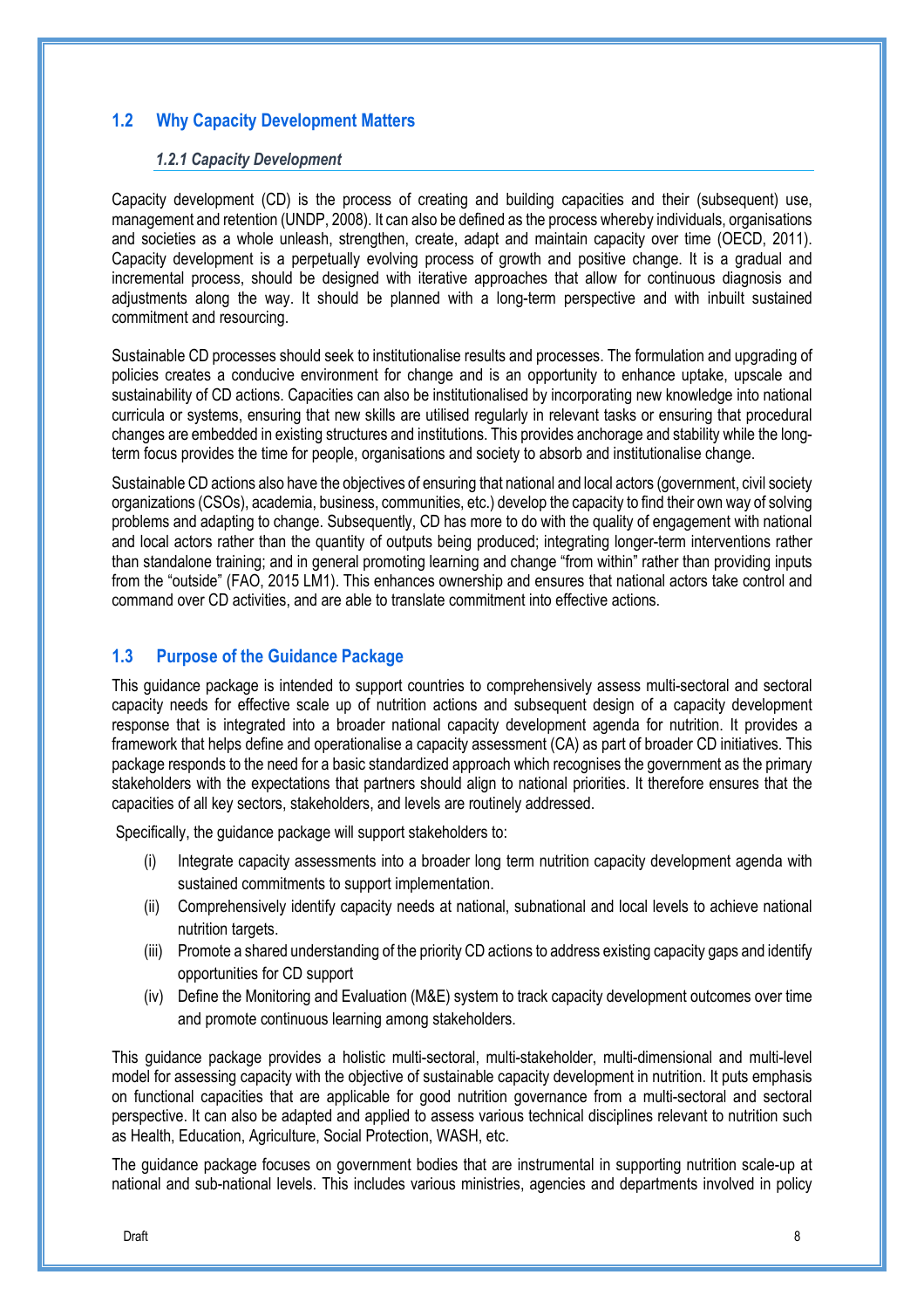## 1.2 Why Capacity Development Matters

#### *1.2.1 Capacity Development*

Capacity development (CD) is the process of creating and building capacities and their (subsequent) use, management and retention (UNDP, 2008). It can also be defined as the process whereby individuals, organisations and societies as a whole unleash, strengthen, create, adapt and maintain capacity over time (OECD, 2011). Capacity development is a perpetually evolving process of growth and positive change. It is a gradual and incremental process, should be designed with iterative approaches that allow for continuous diagnosis and adjustments along the way. It should be planned with a long-term perspective and with inbuilt sustained commitment and resourcing.

Sustainable CD processes should seek to institutionalise results and processes. The formulation and upgrading of policies creates a conducive environment for change and is an opportunity to enhance uptake, upscale and sustainability of CD actions. Capacities can also be institutionalised by incorporating new knowledge into national curricula or systems, ensuring that new skills are utilised regularly in relevant tasks or ensuring that procedural changes are embedded in existing structures and institutions. This provides anchorage and stability while the long-term focus provides the time for people, organisations and society to absorb and institutionalise change.

Sustainable CD actions also have the objectives of ensuring that national and local actors (government, civil society organizations (CSOs), academia, business, communities, etc.) develop the capacity to find their own way of solving problems and adapting to change. Subsequently, CD has more to do with the quality of engagement with national and local actors rather than the quantity of outputs being produced; integrating longer-term interventions rather than standalone training; and in general promoting learning and change "from within" rather than providing inputs from the "outside" (FAO, 2015 LM1). This enhances ownership and ensures that national actors take control and command over CD activities, and are able to translate commitment into effective actions.

## 1.3 Purpose of the Guidance Package

This guidance package is intended to support countries to comprehensively assess multi-sectoral and sectoral capacity needs for effective scale up of nutrition actions and subsequent design of a capacity development response that is integrated into a broader national capacity development agenda for nutrition. It provides a framework that helps define and operationalise a capacity assessment (CA) as part of broader CD initiatives. This package responds to the need for a basic standardized approach which recognises the government as the primary stakeholders with the expectations that partners should align to national priorities. It therefore ensures that the capacities of all key sectors, stakeholders, and levels are routinely addressed.

Specifically, the guidance package will support stakeholders to:

(i) Integrate capacity assessments into a broader long term nutrition capacity development agenda with sustained commitments to support implementation.

(ii) Comprehensively identify capacity needs at national, subnational and local levels to achieve national nutrition targets.

(iii) Promote a shared understanding of the priority CD actions to address existing capacity gaps and identify opportunities for CD support

(iv) Define the Monitoring and Evaluation (M&E) system to track capacity development outcomes over time and promote continuous learning among stakeholders.

This guidance package provides a holistic multi-sectoral, multi-stakeholder, multi-dimensional and multi-level model for assessing capacity with the objective of sustainable capacity development in nutrition. It puts emphasis on functional capacities that are applicable for good nutrition governance from a multi-sectoral and sectoral perspective. It can also be adapted and applied to assess various technical disciplines relevant to nutrition such as Health, Education, Agriculture, Social Protection, WASH, etc.

The guidance package focuses on government bodies that are instrumental in supporting nutrition scale-up at national and sub-national levels. This includes various ministries, agencies and departments involved in policy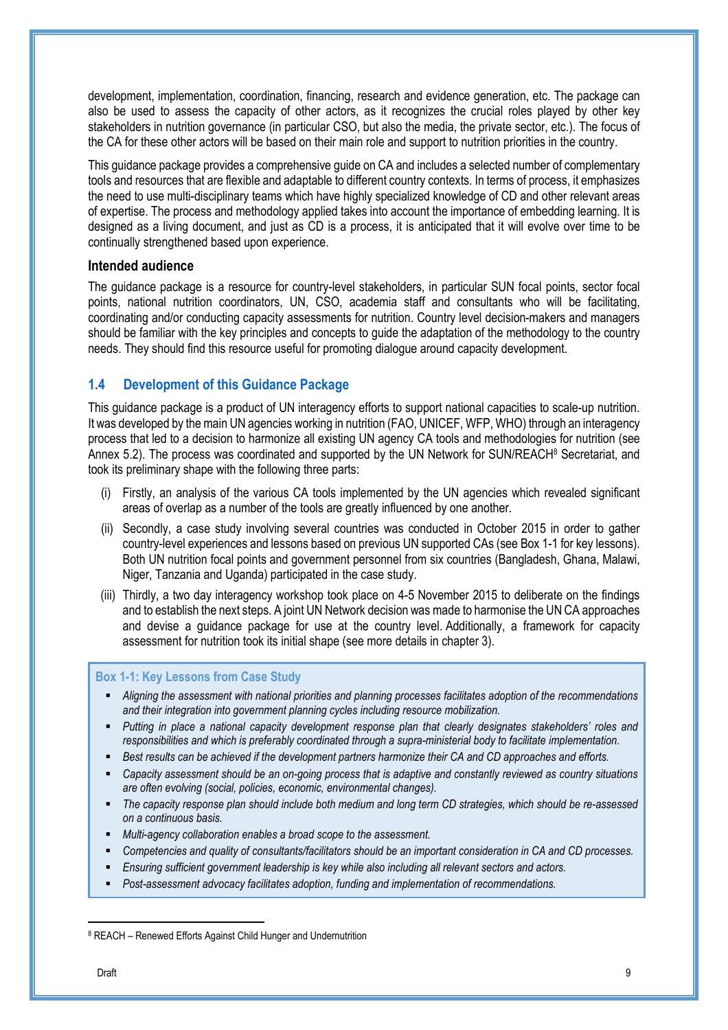development, implementation, coordination, financing, research and evidence generation, etc. The package can also be used to assess the capacity of other actors, as it recognizes the crucial roles played by other key stakeholders in nutrition governance (in particular CSO, but also the media, the private sector, etc.). The focus of the CA for these other actors will be based on their main role and support to nutrition priorities in the country.

This guidance package provides a comprehensive guide on CA and includes a selected number of complementary tools and resources that are flexible and adaptable to different country contexts. In terms of process, it emphasizes the need to use multi-disciplinary teams which have highly specialized knowledge of CD and other relevant areas of expertise. The process and methodology applied takes into account the importance of embedding learning. It is designed as a living document, and just as CD is a process, it is anticipated that it will evolve over time to be continually strengthened based upon experience.

### Intended audience

The guidance package is a resource for country-level stakeholders, in particular SUN focal points, sector focal points, national nutrition coordinators, UN, CSO, academia staff and consultants who will be facilitating, coordinating and/or conducting capacity assessments for nutrition. Country level decision-makers and managers should be familiar with the key principles and concepts to guide the adaptation of the methodology to the country needs. They should find this resource useful for promoting dialogue around capacity development.

## 1.4 Development of this Guidance Package

This guidance package is a product of UN interagency efforts to support national capacities to scale-up nutrition. It was developed by the main UN agencies working in nutrition (FAO, UNICEF, WFP, WHO) through an interagency process that led to a decision to harmonize all existing UN agency CA tools and methodologies for nutrition (see Annex 5.2). The process was coordinated and supported by the UN Network for SUN/REACH[8] Secretariat, and took its preliminary shape with the following three parts:

(i) Firstly, an analysis of the various CA tools implemented by the UN agencies which revealed significant areas of overlap as a number of the tools are greatly influenced by one another.

(ii) Secondly, a case study involving several countries was conducted in October 2015 in order to gather country-level experiences and lessons based on previous UN supported CAs (see Box 1-1 for key lessons). Both UN nutrition focal points and government personnel from six countries (Bangladesh, Ghana, Malawi, Niger, Tanzania and Uganda) participated in the case study.

(iii) Thirdly, a two day interagency workshop took place on 4-5 November 2015 to deliberate on the findings and to establish the next steps. A joint UN Network decision was made to harmonise the UN CA approaches and devise a guidance package for use at the country level. Additionally, a framework for capacity assessment for nutrition took its initial shape (see more details in chapter 3).

**Box 1-1: Key Lessons from Case Study**

- *Aligning the assessment with national priorities and planning processes facilitates adoption of the recommendations and their integration into government planning cycles including resource mobilization.*
- *Putting in place a national capacity development response plan that clearly designates stakeholders' roles and responsibilities and which is preferably coordinated through a supra-ministerial body to facilitate implementation.*
- *Best results can be achieved if the development partners harmonize their CA and CD approaches and efforts.*
- *Capacity assessment should be an on-going process that is adaptive and constantly reviewed as country situations are often evolving (social, policies, economic, environmental changes).*
- *The capacity response plan should include both medium and long term CD strategies, which should be re-assessed on a continuous basis.*
- *Multi-agency collaboration enables a broad scope to the assessment.*
- *Competencies and quality of consultants/facilitators should be an important consideration in CA and CD processes.*
- *Ensuring sufficient government leadership is key while also including all relevant sectors and actors.*
- *Post-assessment advocacy facilitates adoption, funding and implementation of recommendations.*

---

[8] REACH – Renewed Efforts Against Child Hunger and Undernutrition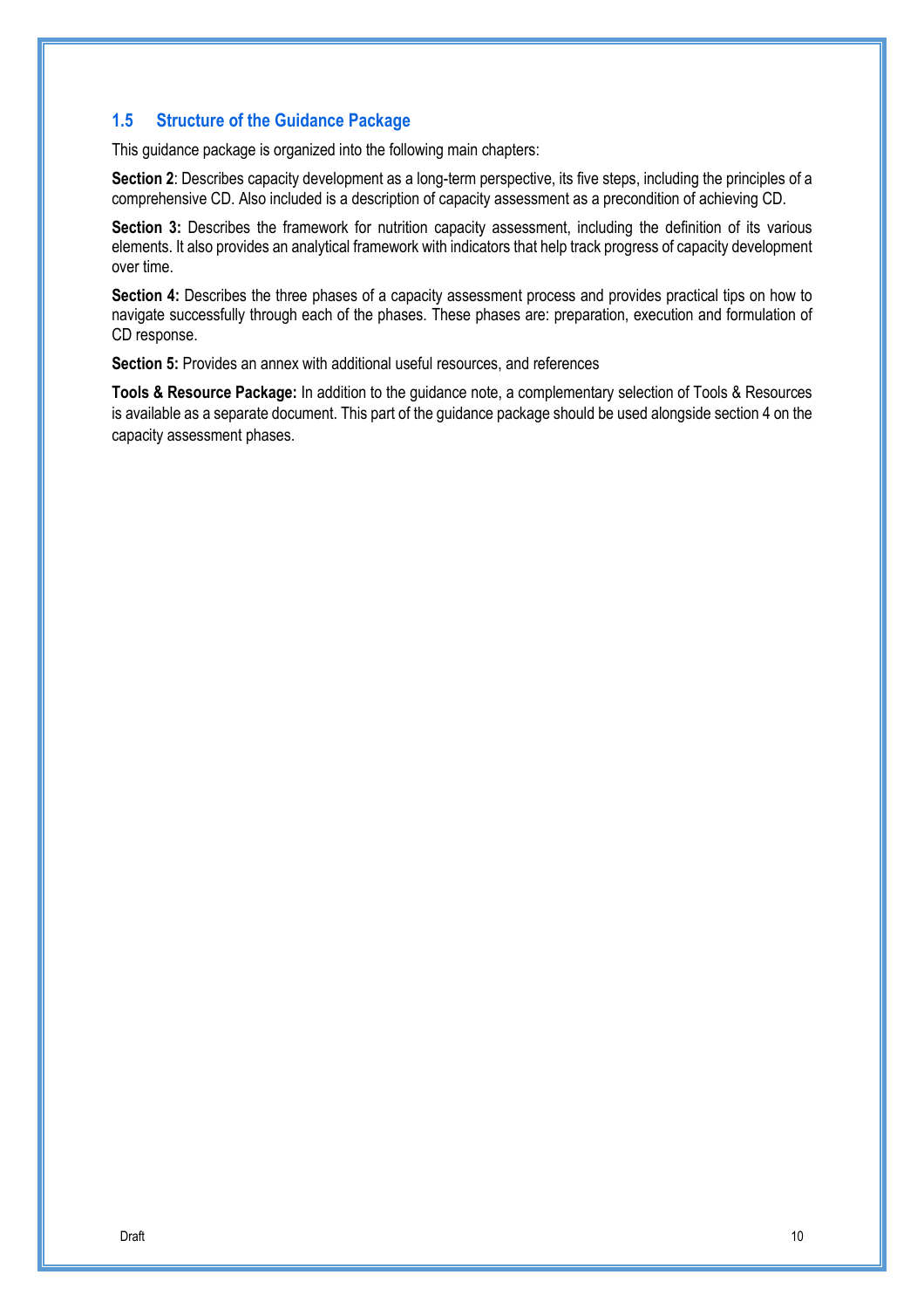## 1.5 Structure of the Guidance Package

This guidance package is organized into the following main chapters:

**Section 2**: Describes capacity development as a long-term perspective, its five steps, including the principles of a comprehensive CD. Also included is a description of capacity assessment as a precondition of achieving CD.

**Section 3:** Describes the framework for nutrition capacity assessment, including the definition of its various elements. It also provides an analytical framework with indicators that help track progress of capacity development over time.

**Section 4:** Describes the three phases of a capacity assessment process and provides practical tips on how to navigate successfully through each of the phases. These phases are: preparation, execution and formulation of CD response.

**Section 5:** Provides an annex with additional useful resources, and references

**Tools & Resource Package:** In addition to the guidance note, a complementary selection of Tools & Resources is available as a separate document. This part of the guidance package should be used alongside section 4 on the capacity assessment phases.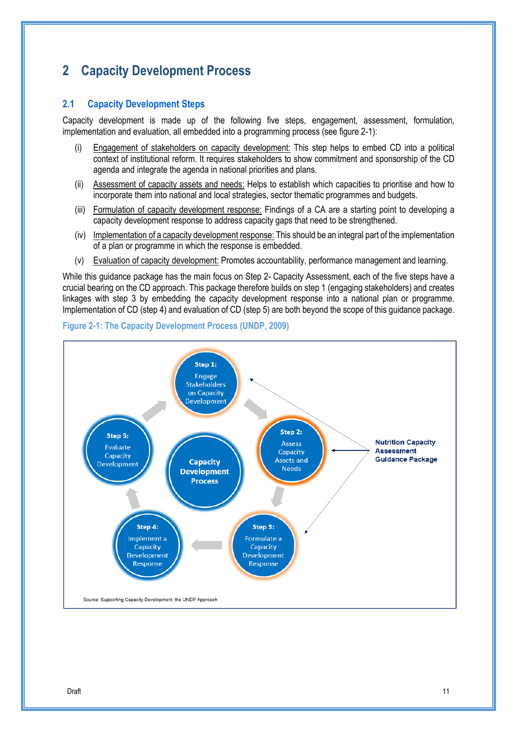# 2 Capacity Development Process

## 2.1 Capacity Development Steps

Capacity development is made up of the following five steps, engagement, assessment, formulation, implementation and evaluation, all embedded into a programming process (see figure 2-1):

(i) Engagement of stakeholders on capacity development: This step helps to embed CD into a political context of institutional reform. It requires stakeholders to show commitment and sponsorship of the CD agenda and integrate the agenda in national priorities and plans.

(ii) Assessment of capacity assets and needs: Helps to establish which capacities to prioritise and how to incorporate them into national and local strategies, sector thematic programmes and budgets.

(iii) Formulation of capacity development response: Findings of a CA are a starting point to developing a capacity development response to address capacity gaps that need to be strengthened.

(iv) Implementation of a capacity development response: This should be an integral part of the implementation of a plan or programme in which the response is embedded.

(v) Evaluation of capacity development: Promotes accountability, performance management and learning.

While this guidance package has the main focus on Step 2- Capacity Assessment, each of the five steps have a crucial bearing on the CD approach. This package therefore builds on step 1 (engaging stakeholders) and creates linkages with step 3 by embedding the capacity development response into a national plan or programme. Implementation of CD (step 4) and evaluation of CD (step 5) are both beyond the scope of this guidance package.

Figure 2-1: The Capacity Development Process (UNDP, 2009)

Capacity Development Process

Step 1: Engage Stakeholders on Capacity Development

Step 2: Assess Capacity Assets and Needs

Step 3: Formulate a Capacity Development Response

Step 4: Implement a Capacity Development Response

Step 5: Evaluate Capacity Development

Nutrition Capacity Assessment Guidance Package

Source: Supporting Capacity Development: the UNDP Approach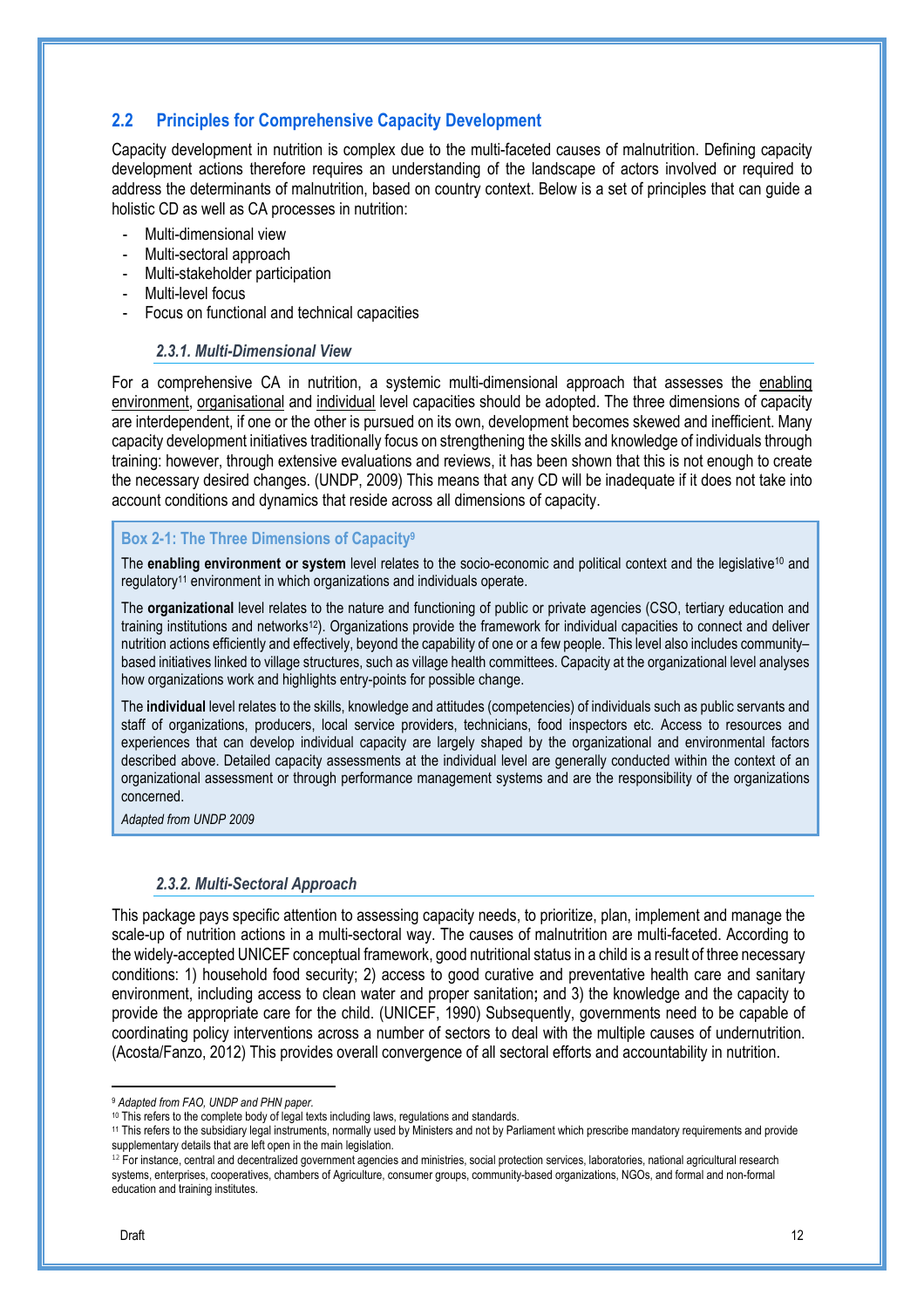## 2.2 Principles for Comprehensive Capacity Development

Capacity development in nutrition is complex due to the multi-faceted causes of malnutrition. Defining capacity development actions therefore requires an understanding of the landscape of actors involved or required to address the determinants of malnutrition, based on country context. Below is a set of principles that can guide a holistic CD as well as CA processes in nutrition:

- Multi-dimensional view
- Multi-sectoral approach
- Multi-stakeholder participation
- Multi-level focus
- Focus on functional and technical capacities

### *2.3.1. Multi-Dimensional View*

For a comprehensive CA in nutrition, a systemic multi-dimensional approach that assesses the enabling environment, organisational and individual level capacities should be adopted. The three dimensions of capacity are interdependent, if one or the other is pursued on its own, development becomes skewed and inefficient. Many capacity development initiatives traditionally focus on strengthening the skills and knowledge of individuals through training: however, through extensive evaluations and reviews, it has been shown that this is not enough to create the necessary desired changes. (UNDP, 2009) This means that any CD will be inadequate if it does not take into account conditions and dynamics that reside across all dimensions of capacity.

> **Box 2-1: The Three Dimensions of Capacity[9]**
>
> The **enabling environment or system** level relates to the socio-economic and political context and the legislative[10] and regulatory[11] environment in which organizations and individuals operate.
>
> The **organizational** level relates to the nature and functioning of public or private agencies (CSO, tertiary education and training institutions and networks[12]). Organizations provide the framework for individual capacities to connect and deliver nutrition actions efficiently and effectively, beyond the capability of one or a few people. This level also includes community–based initiatives linked to village structures, such as village health committees. Capacity at the organizational level analyses how organizations work and highlights entry-points for possible change.
>
> The **individual** level relates to the skills, knowledge and attitudes (competencies) of individuals such as public servants and staff of organizations, producers, local service providers, technicians, food inspectors etc. Access to resources and experiences that can develop individual capacity are largely shaped by the organizational and environmental factors described above. Detailed capacity assessments at the individual level are generally conducted within the context of an organizational assessment or through performance management systems and are the responsibility of the organizations concerned.
>
> *Adapted from UNDP 2009*

### *2.3.2. Multi-Sectoral Approach*

This package pays specific attention to assessing capacity needs, to prioritize, plan, implement and manage the scale-up of nutrition actions in a multi-sectoral way. The causes of malnutrition are multi-faceted. According to the widely-accepted UNICEF conceptual framework, good nutritional status in a child is a result of three necessary conditions: 1) household food security; 2) access to good curative and preventative health care and sanitary environment, including access to clean water and proper sanitation**;** and 3) the knowledge and the capacity to provide the appropriate care for the child. (UNICEF, 1990) Subsequently, governments need to be capable of coordinating policy interventions across a number of sectors to deal with the multiple causes of undernutrition. (Acosta/Fanzo, 2012) This provides overall convergence of all sectoral efforts and accountability in nutrition.

---

[9] *Adapted from FAO, UNDP and PHN paper.*

[10] This refers to the complete body of legal texts including laws, regulations and standards.

[11] This refers to the subsidiary legal instruments, normally used by Ministers and not by Parliament which prescribe mandatory requirements and provide supplementary details that are left open in the main legislation.

[12] For instance, central and decentralized government agencies and ministries, social protection services, laboratories, national agricultural research systems, enterprises, cooperatives, chambers of Agriculture, consumer groups, community-based organizations, NGOs, and formal and non-formal education and training institutes.

Draft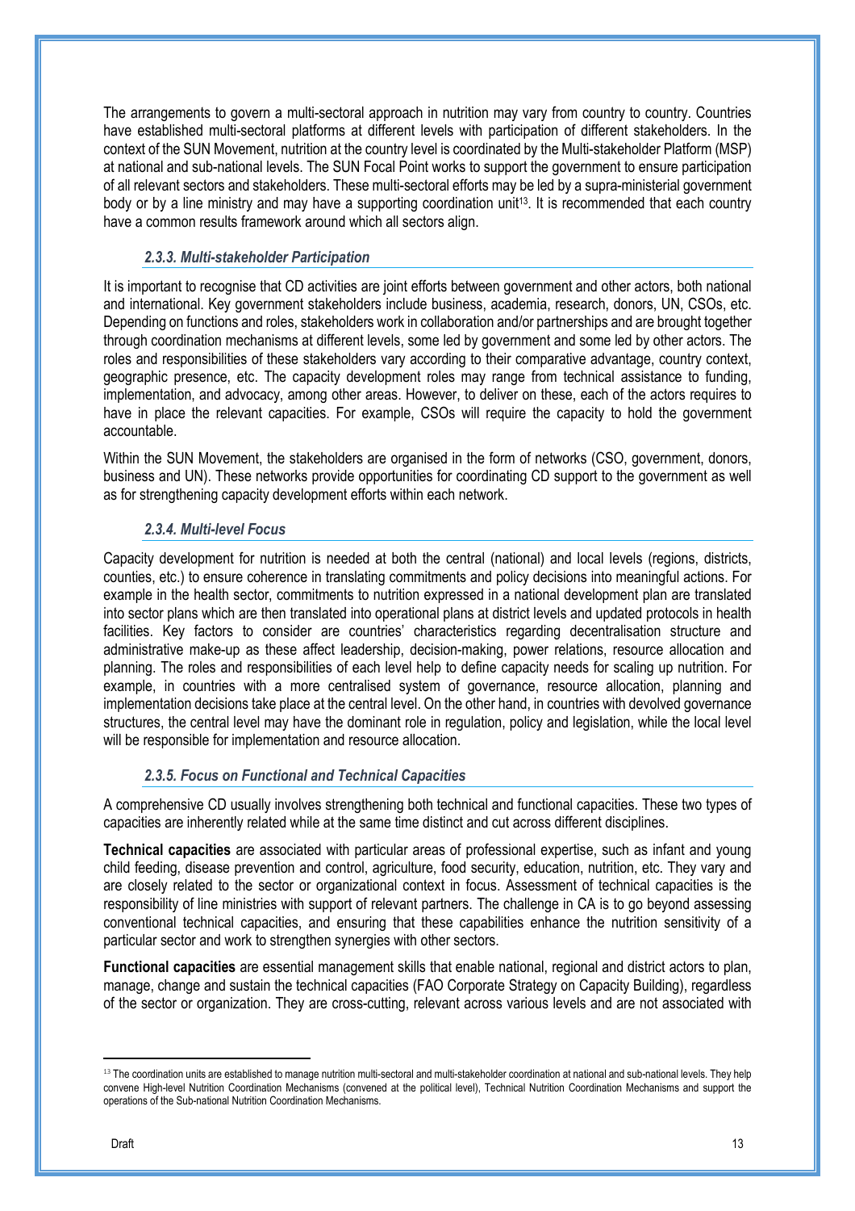The arrangements to govern a multi-sectoral approach in nutrition may vary from country to country. Countries have established multi-sectoral platforms at different levels with participation of different stakeholders. In the context of the SUN Movement, nutrition at the country level is coordinated by the Multi-stakeholder Platform (MSP) at national and sub-national levels. The SUN Focal Point works to support the government to ensure participation of all relevant sectors and stakeholders. These multi-sectoral efforts may be led by a supra-ministerial government body or by a line ministry and may have a supporting coordination unit[13]. It is recommended that each country have a common results framework around which all sectors align.

### *2.3.3. Multi-stakeholder Participation*

It is important to recognise that CD activities are joint efforts between government and other actors, both national and international. Key government stakeholders include business, academia, research, donors, UN, CSOs, etc. Depending on functions and roles, stakeholders work in collaboration and/or partnerships and are brought together through coordination mechanisms at different levels, some led by government and some led by other actors. The roles and responsibilities of these stakeholders vary according to their comparative advantage, country context, geographic presence, etc. The capacity development roles may range from technical assistance to funding, implementation, and advocacy, among other areas. However, to deliver on these, each of the actors requires to have in place the relevant capacities. For example, CSOs will require the capacity to hold the government accountable.

Within the SUN Movement, the stakeholders are organised in the form of networks (CSO, government, donors, business and UN). These networks provide opportunities for coordinating CD support to the government as well as for strengthening capacity development efforts within each network.

### *2.3.4. Multi-level Focus*

Capacity development for nutrition is needed at both the central (national) and local levels (regions, districts, counties, etc.) to ensure coherence in translating commitments and policy decisions into meaningful actions. For example in the health sector, commitments to nutrition expressed in a national development plan are translated into sector plans which are then translated into operational plans at district levels and updated protocols in health facilities. Key factors to consider are countries' characteristics regarding decentralisation structure and administrative make-up as these affect leadership, decision-making, power relations, resource allocation and planning. The roles and responsibilities of each level help to define capacity needs for scaling up nutrition. For example, in countries with a more centralised system of governance, resource allocation, planning and implementation decisions take place at the central level. On the other hand, in countries with devolved governance structures, the central level may have the dominant role in regulation, policy and legislation, while the local level will be responsible for implementation and resource allocation.

### *2.3.5. Focus on Functional and Technical Capacities*

A comprehensive CD usually involves strengthening both technical and functional capacities. These two types of capacities are inherently related while at the same time distinct and cut across different disciplines.

**Technical capacities** are associated with particular areas of professional expertise, such as infant and young child feeding, disease prevention and control, agriculture, food security, education, nutrition, etc. They vary and are closely related to the sector or organizational context in focus. Assessment of technical capacities is the responsibility of line ministries with support of relevant partners. The challenge in CA is to go beyond assessing conventional technical capacities, and ensuring that these capabilities enhance the nutrition sensitivity of a particular sector and work to strengthen synergies with other sectors.

**Functional capacities** are essential management skills that enable national, regional and district actors to plan, manage, change and sustain the technical capacities (FAO Corporate Strategy on Capacity Building), regardless of the sector or organization. They are cross-cutting, relevant across various levels and are not associated with

---

[13] The coordination units are established to manage nutrition multi-sectoral and multi-stakeholder coordination at national and sub-national levels. They help convene High-level Nutrition Coordination Mechanisms (convened at the political level), Technical Nutrition Coordination Mechanisms and support the operations of the Sub-national Nutrition Coordination Mechanisms.

Draft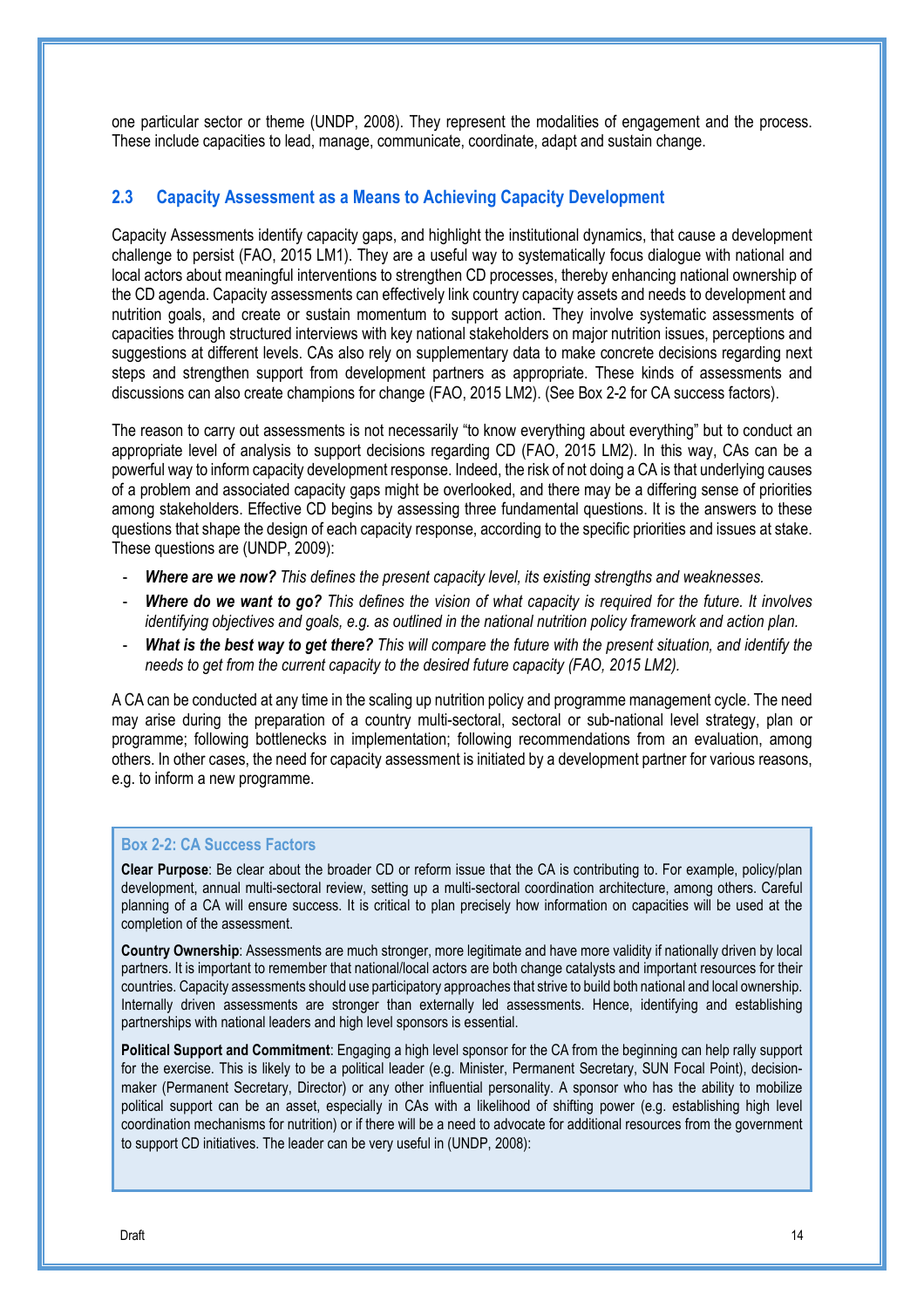one particular sector or theme (UNDP, 2008). They represent the modalities of engagement and the process. These include capacities to lead, manage, communicate, coordinate, adapt and sustain change.

## 2.3 Capacity Assessment as a Means to Achieving Capacity Development

Capacity Assessments identify capacity gaps, and highlight the institutional dynamics, that cause a development challenge to persist (FAO, 2015 LM1). They are a useful way to systematically focus dialogue with national and local actors about meaningful interventions to strengthen CD processes, thereby enhancing national ownership of the CD agenda. Capacity assessments can effectively link country capacity assets and needs to development and nutrition goals, and create or sustain momentum to support action. They involve systematic assessments of capacities through structured interviews with key national stakeholders on major nutrition issues, perceptions and suggestions at different levels. CAs also rely on supplementary data to make concrete decisions regarding next steps and strengthen support from development partners as appropriate. These kinds of assessments and discussions can also create champions for change (FAO, 2015 LM2). (See Box 2-2 for CA success factors).

The reason to carry out assessments is not necessarily "to know everything about everything" but to conduct an appropriate level of analysis to support decisions regarding CD (FAO, 2015 LM2). In this way, CAs can be a powerful way to inform capacity development response. Indeed, the risk of not doing a CA is that underlying causes of a problem and associated capacity gaps might be overlooked, and there may be a differing sense of priorities among stakeholders. Effective CD begins by assessing three fundamental questions. It is the answers to these questions that shape the design of each capacity response, according to the specific priorities and issues at stake. These questions are (UNDP, 2009):

- ***Where are we now?*** *This defines the present capacity level, its existing strengths and weaknesses.*
- ***Where do we want to go?*** *This defines the vision of what capacity is required for the future. It involves identifying objectives and goals, e.g. as outlined in the national nutrition policy framework and action plan.*
- ***What is the best way to get there?*** *This will compare the future with the present situation, and identify the needs to get from the current capacity to the desired future capacity (FAO, 2015 LM2).*

A CA can be conducted at any time in the scaling up nutrition policy and programme management cycle. The need may arise during the preparation of a country multi-sectoral, sectoral or sub-national level strategy, plan or programme; following bottlenecks in implementation; following recommendations from an evaluation, among others. In other cases, the need for capacity assessment is initiated by a development partner for various reasons, e.g. to inform a new programme.

### Box 2-2: CA Success Factors

**Clear Purpose**: Be clear about the broader CD or reform issue that the CA is contributing to. For example, policy/plan development, annual multi-sectoral review, setting up a multi-sectoral coordination architecture, among others. Careful planning of a CA will ensure success. It is critical to plan precisely how information on capacities will be used at the completion of the assessment.

**Country Ownership**: Assessments are much stronger, more legitimate and have more validity if nationally driven by local partners. It is important to remember that national/local actors are both change catalysts and important resources for their countries. Capacity assessments should use participatory approaches that strive to build both national and local ownership. Internally driven assessments are stronger than externally led assessments. Hence, identifying and establishing partnerships with national leaders and high level sponsors is essential.

**Political Support and Commitment**: Engaging a high level sponsor for the CA from the beginning can help rally support for the exercise. This is likely to be a political leader (e.g. Minister, Permanent Secretary, SUN Focal Point), decision-maker (Permanent Secretary, Director) or any other influential personality. A sponsor who has the ability to mobilize political support can be an asset, especially in CAs with a likelihood of shifting power (e.g. establishing high level coordination mechanisms for nutrition) or if there will be a need to advocate for additional resources from the government to support CD initiatives. The leader can be very useful in (UNDP, 2008):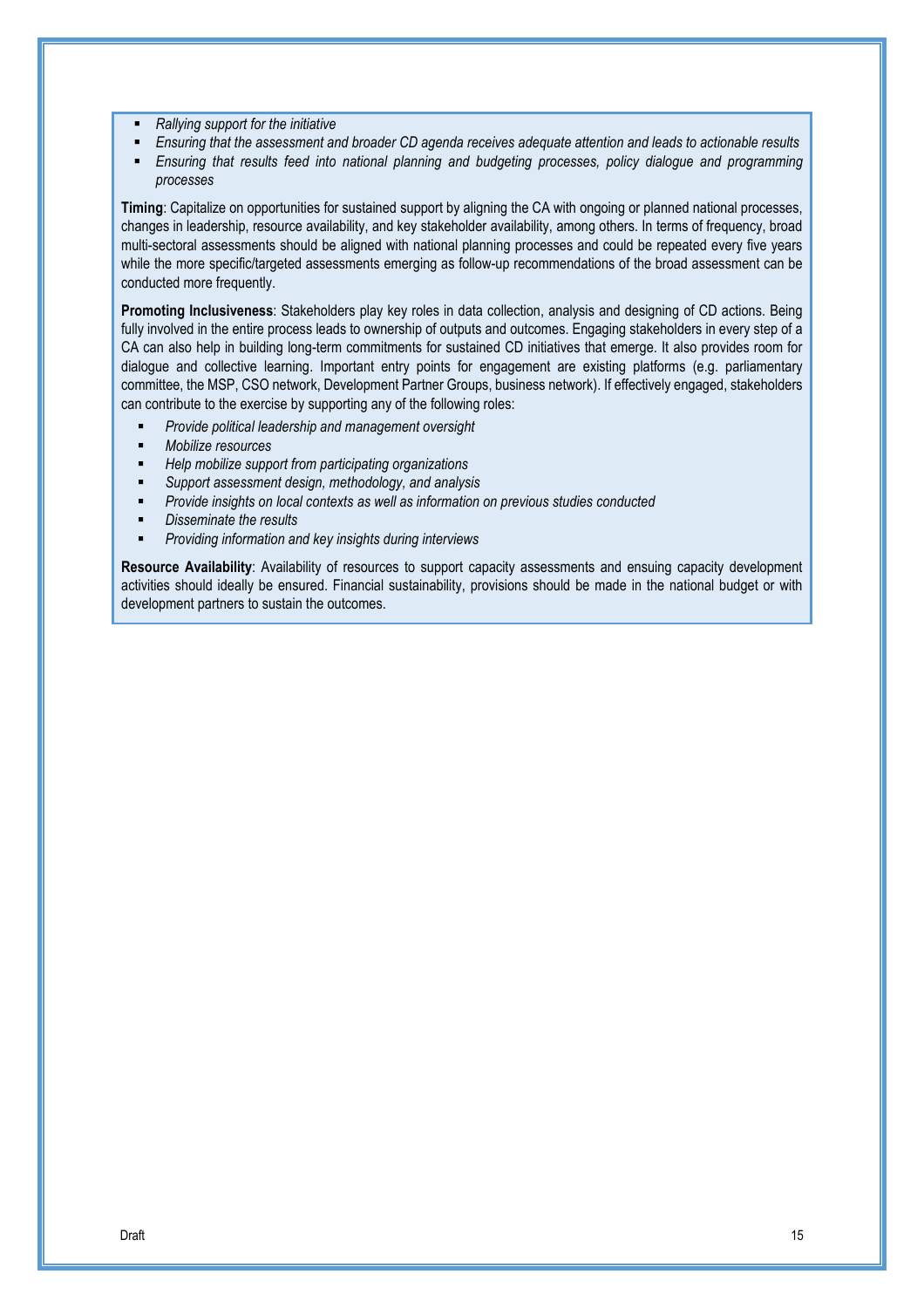- *Rallying support for the initiative*
- *Ensuring that the assessment and broader CD agenda receives adequate attention and leads to actionable results*
- *Ensuring that results feed into national planning and budgeting processes, policy dialogue and programming processes*

**Timing**: Capitalize on opportunities for sustained support by aligning the CA with ongoing or planned national processes, changes in leadership, resource availability, and key stakeholder availability, among others. In terms of frequency, broad multi-sectoral assessments should be aligned with national planning processes and could be repeated every five years while the more specific/targeted assessments emerging as follow-up recommendations of the broad assessment can be conducted more frequently.

**Promoting Inclusiveness**: Stakeholders play key roles in data collection, analysis and designing of CD actions. Being fully involved in the entire process leads to ownership of outputs and outcomes. Engaging stakeholders in every step of a CA can also help in building long-term commitments for sustained CD initiatives that emerge. It also provides room for dialogue and collective learning. Important entry points for engagement are existing platforms (e.g. parliamentary committee, the MSP, CSO network, Development Partner Groups, business network). If effectively engaged, stakeholders can contribute to the exercise by supporting any of the following roles:

- *Provide political leadership and management oversight*
- *Mobilize resources*
- *Help mobilize support from participating organizations*
- *Support assessment design, methodology, and analysis*
- *Provide insights on local contexts as well as information on previous studies conducted*
- *Disseminate the results*
- *Providing information and key insights during interviews*

**Resource Availability**: Availability of resources to support capacity assessments and ensuing capacity development activities should ideally be ensured. Financial sustainability, provisions should be made in the national budget or with development partners to sustain the outcomes.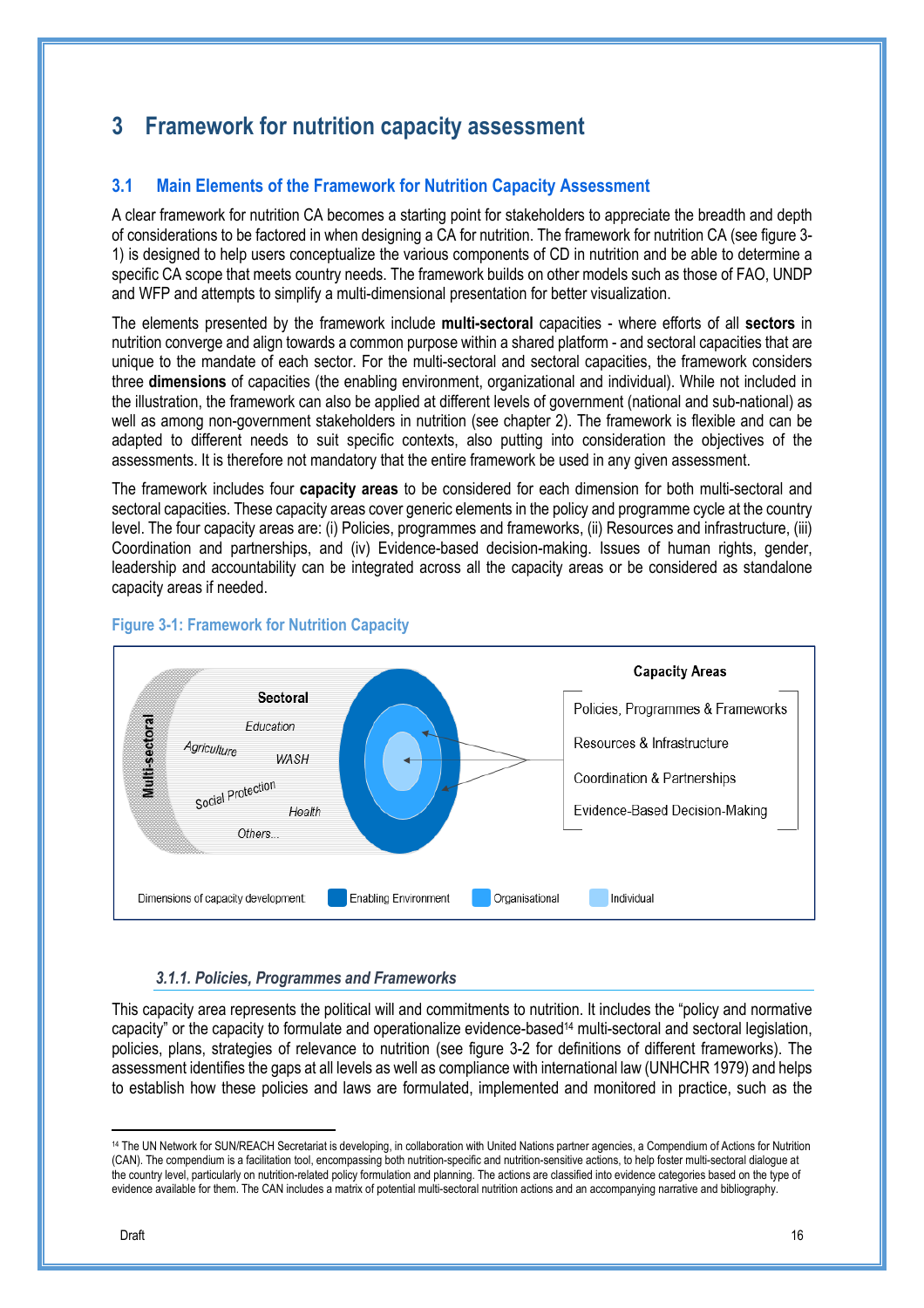# 3 Framework for nutrition capacity assessment

## 3.1 Main Elements of the Framework for Nutrition Capacity Assessment

A clear framework for nutrition CA becomes a starting point for stakeholders to appreciate the breadth and depth of considerations to be factored in when designing a CA for nutrition. The framework for nutrition CA (see figure 3-1) is designed to help users conceptualize the various components of CD in nutrition and be able to determine a specific CA scope that meets country needs. The framework builds on other models such as those of FAO, UNDP and WFP and attempts to simplify a multi-dimensional presentation for better visualization.

The elements presented by the framework include **multi-sectoral** capacities - where efforts of all **sectors** in nutrition converge and align towards a common purpose within a shared platform - and sectoral capacities that are unique to the mandate of each sector. For the multi-sectoral and sectoral capacities, the framework considers three **dimensions** of capacities (the enabling environment, organizational and individual). While not included in the illustration, the framework can also be applied at different levels of government (national and sub-national) as well as among non-government stakeholders in nutrition (see chapter 2). The framework is flexible and can be adapted to different needs to suit specific contexts, also putting into consideration the objectives of the assessments. It is therefore not mandatory that the entire framework be used in any given assessment.

The framework includes four **capacity areas** to be considered for each dimension for both multi-sectoral and sectoral capacities. These capacity areas cover generic elements in the policy and programme cycle at the country level. The four capacity areas are: (i) Policies, programmes and frameworks, (ii) Resources and infrastructure, (iii) Coordination and partnerships, and (iv) Evidence-based decision-making. Issues of human rights, gender, leadership and accountability can be integrated across all the capacity areas or be considered as standalone capacity areas if needed.

**Figure 3-1: Framework for Nutrition Capacity**

Multi-sectoral

Sectoral: Education, Agriculture, WASH, Social Protection, Health, Others...

Capacity Areas:
- Policies, Programmes & Frameworks
- Resources & Infrastructure
- Coordination & Partnerships
- Evidence-Based Decision-Making

Dimensions of capacity development: Enabling Environment, Organisational, Individual

### *3.1.1. Policies, Programmes and Frameworks*

This capacity area represents the political will and commitments to nutrition. It includes the "policy and normative capacity" or the capacity to formulate and operationalize evidence-based[14] multi-sectoral and sectoral legislation, policies, plans, strategies of relevance to nutrition (see figure 3-2 for definitions of different frameworks). The assessment identifies the gaps at all levels as well as compliance with international law (UNHCHR 1979) and helps to establish how these policies and laws are formulated, implemented and monitored in practice, such as the

[14] The UN Network for SUN/REACH Secretariat is developing, in collaboration with United Nations partner agencies, a Compendium of Actions for Nutrition (CAN). The compendium is a facilitation tool, encompassing both nutrition-specific and nutrition-sensitive actions, to help foster multi-sectoral dialogue at the country level, particularly on nutrition-related policy formulation and planning. The actions are classified into evidence categories based on the type of evidence available for them. The CAN includes a matrix of potential multi-sectoral nutrition actions and an accompanying narrative and bibliography.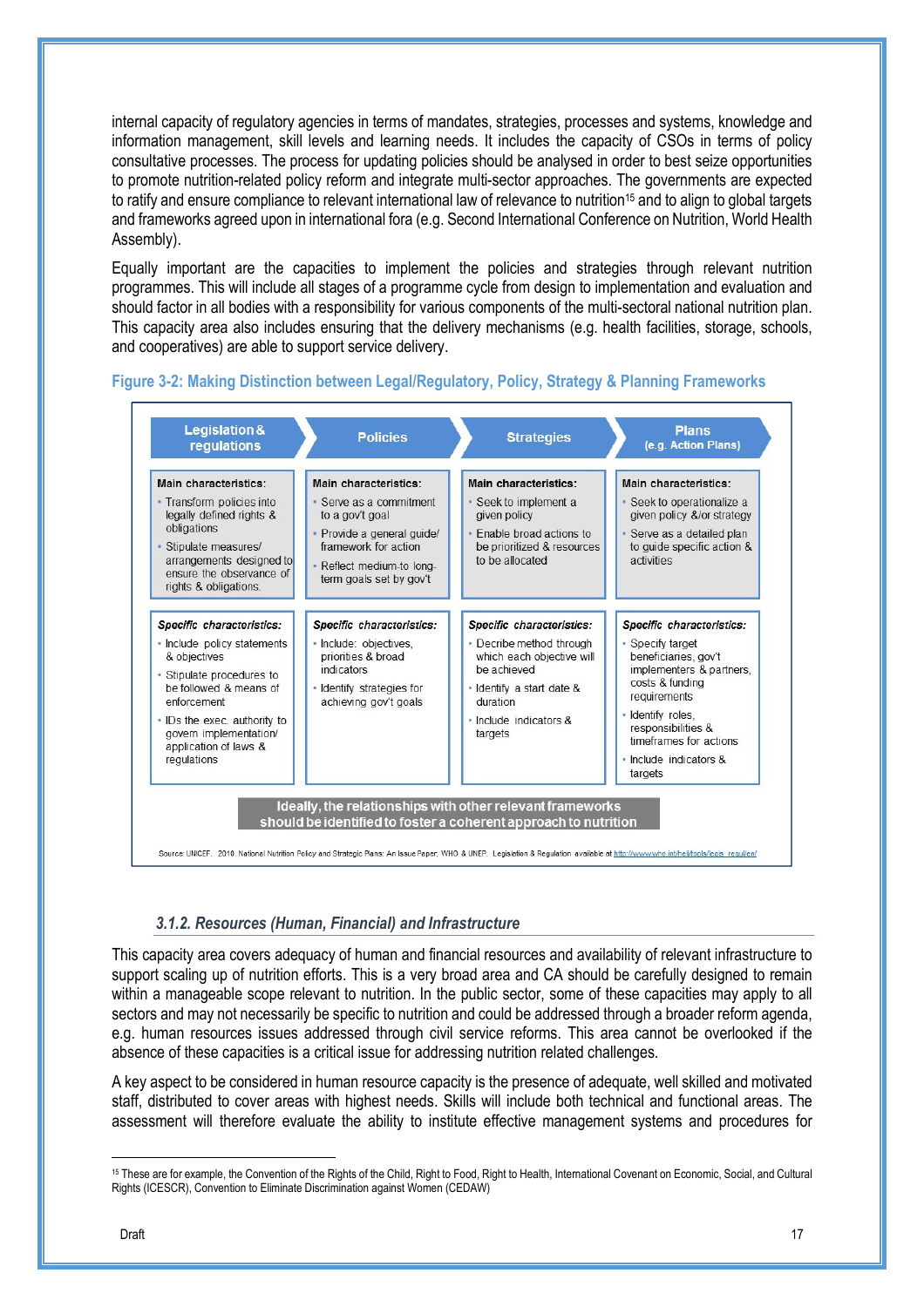internal capacity of regulatory agencies in terms of mandates, strategies, processes and systems, knowledge and information management, skill levels and learning needs. It includes the capacity of CSOs in terms of policy consultative processes. The process for updating policies should be analysed in order to best seize opportunities to promote nutrition-related policy reform and integrate multi-sector approaches. The governments are expected to ratify and ensure compliance to relevant international law of relevance to nutrition[15] and to align to global targets and frameworks agreed upon in international fora (e.g. Second International Conference on Nutrition, World Health Assembly).

Equally important are the capacities to implement the policies and strategies through relevant nutrition programmes. This will include all stages of a programme cycle from design to implementation and evaluation and should factor in all bodies with a responsibility for various components of the multi-sectoral national nutrition plan. This capacity area also includes ensuring that the delivery mechanisms (e.g. health facilities, storage, schools, and cooperatives) are able to support service delivery.

**Figure 3-2: Making Distinction between Legal/Regulatory, Policy, Strategy & Planning Frameworks**

| Legislation & regulations | Policies | Strategies | Plans (e.g. Action Plans) |
|---|---|---|---|
| **Main characteristics:** • Transform policies into legally defined rights & obligations • Stipulate measures/ arrangements designed to ensure the observance of rights & obligations. | **Main characteristics:** • Serve as a commitment to a gov't goal • Provide a general guide/ framework for action • Reflect medium-to long-term goals set by gov't | **Main characteristics:** • Seek to implement a given policy • Enable broad actions to be prioritized & resources to be allocated | **Main characteristics:** • Seek to operationalize a given policy &/or strategy • Serve as a detailed plan to guide specific action & activities |
| ***Specific characteristics:*** • Include policy statements & objectives • Stipulate procedures to be followed & means of enforcement • IDs the exec. authority to govern implementation/ application of laws & regulations | ***Specific characteristics:*** • Include: objectives, priorities & broad indicators • Identify strategies for achieving gov't goals | ***Specific characteristics:*** • Decribe method through which each objective will be achieved • Identify a start date & duration • Include indicators & targets | ***Specific characteristics:*** • Specify target beneficiaries, gov't implementers & partners, costs & funding requirements • Identify roles, responsibilities & timeframes for actions • Include indicators & targets |

**Ideally, the relationships with other relevant frameworks should be identified to foster a coherent approach to nutrition**

Source: UNICEF. 2010. National Nutrition Policy and Strategic Plans: An Issue Paper. WHO & UNEP. Legislation & Regulation available at http://www.who.int/heli/tools/legis_regul/en/

### *3.1.2. Resources (Human, Financial) and Infrastructure*

This capacity area covers adequacy of human and financial resources and availability of relevant infrastructure to support scaling up of nutrition efforts. This is a very broad area and CA should be carefully designed to remain within a manageable scope relevant to nutrition. In the public sector, some of these capacities may apply to all sectors and may not necessarily be specific to nutrition and could be addressed through a broader reform agenda, e.g. human resources issues addressed through civil service reforms. This area cannot be overlooked if the absence of these capacities is a critical issue for addressing nutrition related challenges.

A key aspect to be considered in human resource capacity is the presence of adequate, well skilled and motivated staff, distributed to cover areas with highest needs. Skills will include both technical and functional areas. The assessment will therefore evaluate the ability to institute effective management systems and procedures for

[15] These are for example, the Convention of the Rights of the Child, Right to Food, Right to Health, International Covenant on Economic, Social, and Cultural Rights (ICESCR), Convention to Eliminate Discrimination against Women (CEDAW)

Draft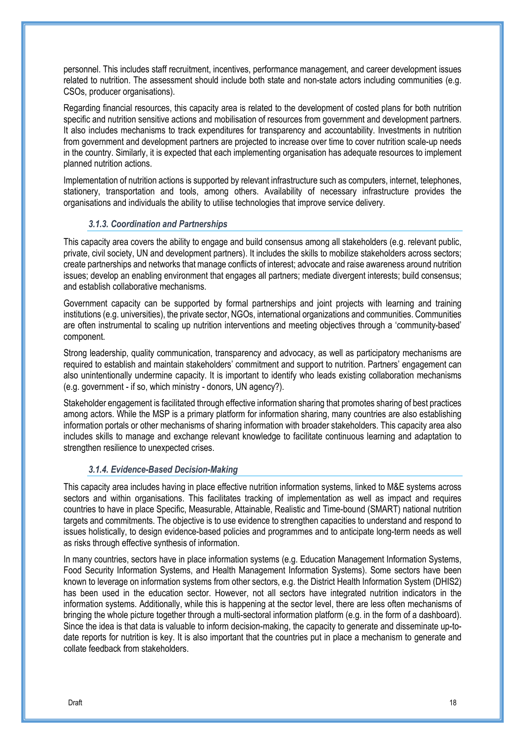personnel. This includes staff recruitment, incentives, performance management, and career development issues related to nutrition. The assessment should include both state and non-state actors including communities (e.g. CSOs, producer organisations).

Regarding financial resources, this capacity area is related to the development of costed plans for both nutrition specific and nutrition sensitive actions and mobilisation of resources from government and development partners. It also includes mechanisms to track expenditures for transparency and accountability. Investments in nutrition from government and development partners are projected to increase over time to cover nutrition scale-up needs in the country. Similarly, it is expected that each implementing organisation has adequate resources to implement planned nutrition actions.

Implementation of nutrition actions is supported by relevant infrastructure such as computers, internet, telephones, stationery, transportation and tools, among others. Availability of necessary infrastructure provides the organisations and individuals the ability to utilise technologies that improve service delivery.

### *3.1.3. Coordination and Partnerships*

This capacity area covers the ability to engage and build consensus among all stakeholders (e.g. relevant public, private, civil society, UN and development partners). It includes the skills to mobilize stakeholders across sectors; create partnerships and networks that manage conflicts of interest; advocate and raise awareness around nutrition issues; develop an enabling environment that engages all partners; mediate divergent interests; build consensus; and establish collaborative mechanisms.

Government capacity can be supported by formal partnerships and joint projects with learning and training institutions (e.g. universities), the private sector, NGOs, international organizations and communities. Communities are often instrumental to scaling up nutrition interventions and meeting objectives through a 'community-based' component.

Strong leadership, quality communication, transparency and advocacy, as well as participatory mechanisms are required to establish and maintain stakeholders' commitment and support to nutrition. Partners' engagement can also unintentionally undermine capacity. It is important to identify who leads existing collaboration mechanisms (e.g. government - if so, which ministry - donors, UN agency?).

Stakeholder engagement is facilitated through effective information sharing that promotes sharing of best practices among actors. While the MSP is a primary platform for information sharing, many countries are also establishing information portals or other mechanisms of sharing information with broader stakeholders. This capacity area also includes skills to manage and exchange relevant knowledge to facilitate continuous learning and adaptation to strengthen resilience to unexpected crises.

### *3.1.4. Evidence-Based Decision-Making*

This capacity area includes having in place effective nutrition information systems, linked to M&E systems across sectors and within organisations. This facilitates tracking of implementation as well as impact and requires countries to have in place Specific, Measurable, Attainable, Realistic and Time-bound (SMART) national nutrition targets and commitments. The objective is to use evidence to strengthen capacities to understand and respond to issues holistically, to design evidence-based policies and programmes and to anticipate long-term needs as well as risks through effective synthesis of information.

In many countries, sectors have in place information systems (e.g. Education Management Information Systems, Food Security Information Systems, and Health Management Information Systems). Some sectors have been known to leverage on information systems from other sectors, e.g. the District Health Information System (DHIS2) has been used in the education sector. However, not all sectors have integrated nutrition indicators in the information systems. Additionally, while this is happening at the sector level, there are less often mechanisms of bringing the whole picture together through a multi-sectoral information platform (e.g. in the form of a dashboard). Since the idea is that data is valuable to inform decision-making, the capacity to generate and disseminate up-to-date reports for nutrition is key. It is also important that the countries put in place a mechanism to generate and collate feedback from stakeholders.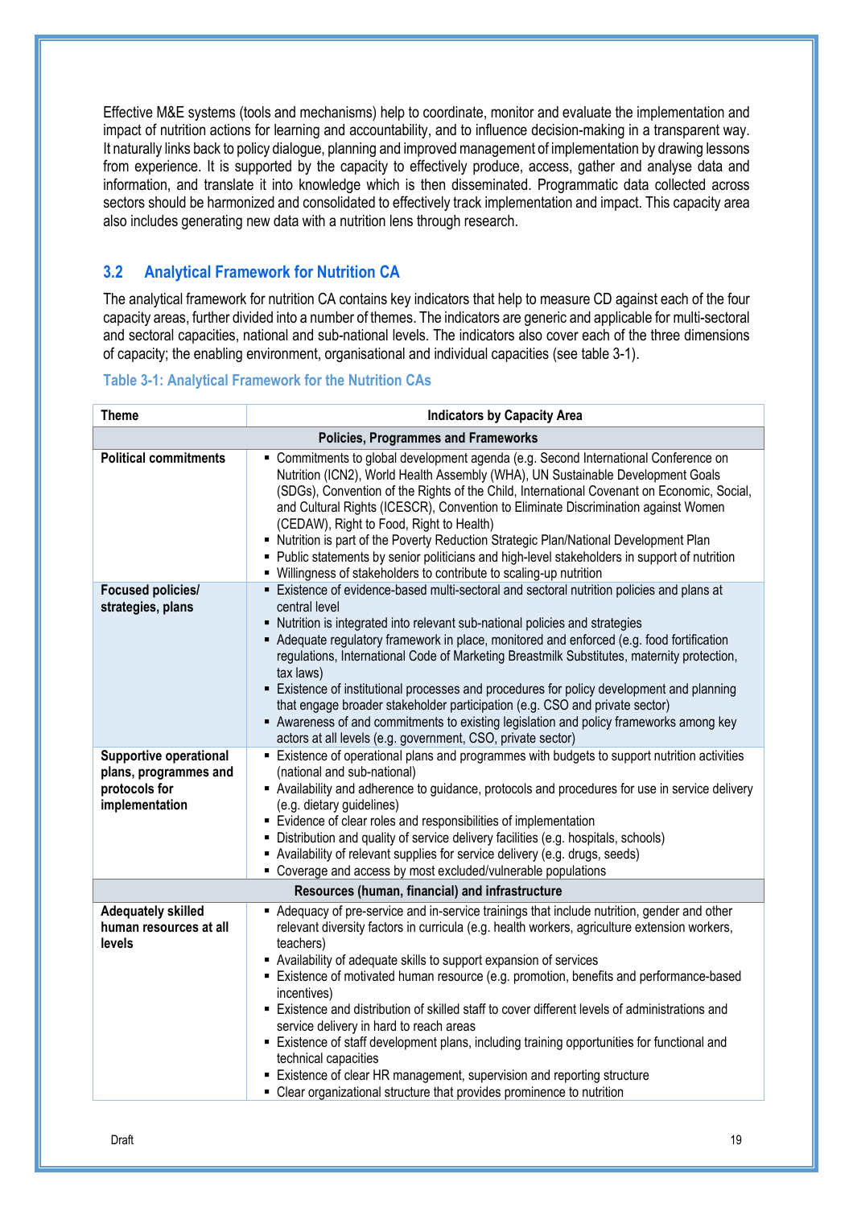Effective M&E systems (tools and mechanisms) help to coordinate, monitor and evaluate the implementation and impact of nutrition actions for learning and accountability, and to influence decision-making in a transparent way. It naturally links back to policy dialogue, planning and improved management of implementation by drawing lessons from experience. It is supported by the capacity to effectively produce, access, gather and analyse data and information, and translate it into knowledge which is then disseminated. Programmatic data collected across sectors should be harmonized and consolidated to effectively track implementation and impact. This capacity area also includes generating new data with a nutrition lens through research.

## 3.2 Analytical Framework for Nutrition CA

The analytical framework for nutrition CA contains key indicators that help to measure CD against each of the four capacity areas, further divided into a number of themes. The indicators are generic and applicable for multi-sectoral and sectoral capacities, national and sub-national levels. The indicators also cover each of the three dimensions of capacity; the enabling environment, organisational and individual capacities (see table 3-1).

**Table 3-1: Analytical Framework for the Nutrition CAs**

| Theme | Indicators by Capacity Area |
|---|---|
| | **Policies, Programmes and Frameworks** |
| **Political commitments** | ▪ Commitments to global development agenda (e.g. Second International Conference on Nutrition (ICN2), World Health Assembly (WHA), UN Sustainable Development Goals (SDGs), Convention of the Rights of the Child, International Covenant on Economic, Social, and Cultural Rights (ICESCR), Convention to Eliminate Discrimination against Women (CEDAW), Right to Food, Right to Health)<br>▪ Nutrition is part of the Poverty Reduction Strategic Plan/National Development Plan<br>▪ Public statements by senior politicians and high-level stakeholders in support of nutrition<br>▪ Willingness of stakeholders to contribute to scaling-up nutrition |
| **Focused policies/ strategies, plans** | ▪ Existence of evidence-based multi-sectoral and sectoral nutrition policies and plans at central level<br>▪ Nutrition is integrated into relevant sub-national policies and strategies<br>▪ Adequate regulatory framework in place, monitored and enforced (e.g. food fortification regulations, International Code of Marketing Breastmilk Substitutes, maternity protection, tax laws)<br>▪ Existence of institutional processes and procedures for policy development and planning that engage broader stakeholder participation (e.g. CSO and private sector)<br>▪ Awareness of and commitments to existing legislation and policy frameworks among key actors at all levels (e.g. government, CSO, private sector) |
| **Supportive operational plans, programmes and protocols for implementation** | ▪ Existence of operational plans and programmes with budgets to support nutrition activities (national and sub-national)<br>▪ Availability and adherence to guidance, protocols and procedures for use in service delivery (e.g. dietary guidelines)<br>▪ Evidence of clear roles and responsibilities of implementation<br>▪ Distribution and quality of service delivery facilities (e.g. hospitals, schools)<br>▪ Availability of relevant supplies for service delivery (e.g. drugs, seeds)<br>▪ Coverage and access by most excluded/vulnerable populations |
| | **Resources (human, financial) and infrastructure** |
| **Adequately skilled human resources at all levels** | ▪ Adequacy of pre-service and in-service trainings that include nutrition, gender and other relevant diversity factors in curricula (e.g. health workers, agriculture extension workers, teachers)<br>▪ Availability of adequate skills to support expansion of services<br>▪ Existence of motivated human resource (e.g. promotion, benefits and performance-based incentives)<br>▪ Existence and distribution of skilled staff to cover different levels of administrations and service delivery in hard to reach areas<br>▪ Existence of staff development plans, including training opportunities for functional and technical capacities<br>▪ Existence of clear HR management, supervision and reporting structure<br>▪ Clear organizational structure that provides prominence to nutrition |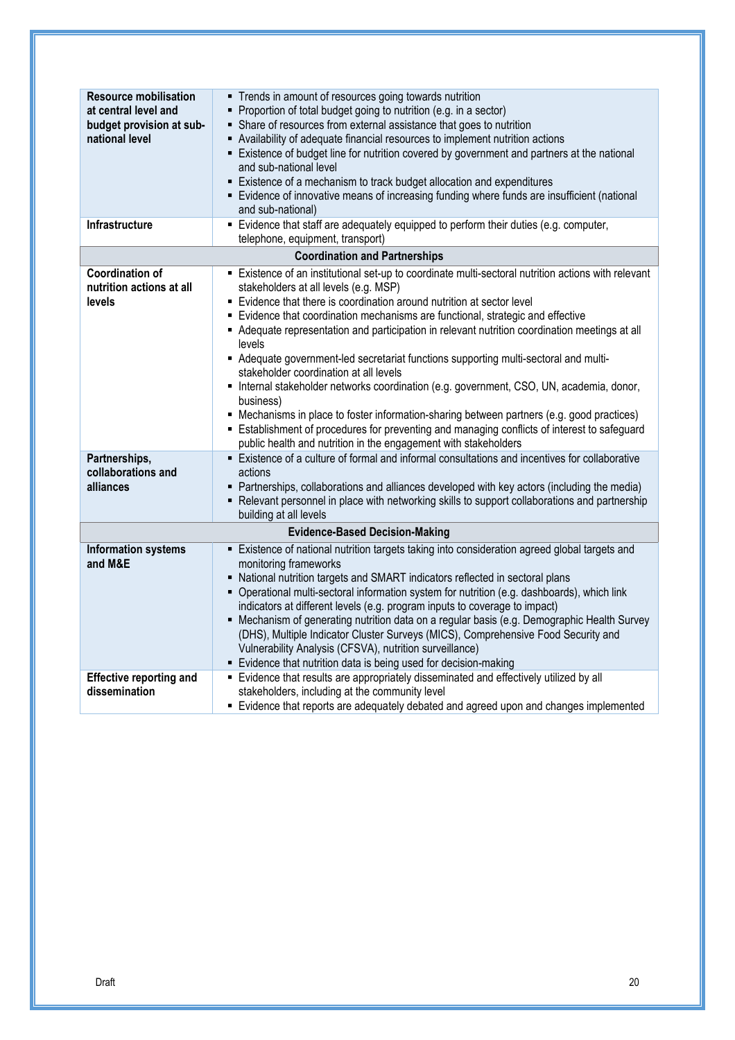| | |
|---|---|
| **Resource mobilisation at central level and budget provision at sub-national level** | ▪ Trends in amount of resources going towards nutrition<br>▪ Proportion of total budget going to nutrition (e.g. in a sector)<br>▪ Share of resources from external assistance that goes to nutrition<br>▪ Availability of adequate financial resources to implement nutrition actions<br>▪ Existence of budget line for nutrition covered by government and partners at the national and sub-national level<br>▪ Existence of a mechanism to track budget allocation and expenditures<br>▪ Evidence of innovative means of increasing funding where funds are insufficient (national and sub-national) |
| **Infrastructure** | ▪ Evidence that staff are adequately equipped to perform their duties (e.g. computer, telephone, equipment, transport) |
| **Coordination and Partnerships** | |
| **Coordination of nutrition actions at all levels** | ▪ Existence of an institutional set-up to coordinate multi-sectoral nutrition actions with relevant stakeholders at all levels (e.g. MSP)<br>▪ Evidence that there is coordination around nutrition at sector level<br>▪ Evidence that coordination mechanisms are functional, strategic and effective<br>▪ Adequate representation and participation in relevant nutrition coordination meetings at all levels<br>▪ Adequate government-led secretariat functions supporting multi-sectoral and multi-stakeholder coordination at all levels<br>▪ Internal stakeholder networks coordination (e.g. government, CSO, UN, academia, donor, business)<br>▪ Mechanisms in place to foster information-sharing between partners (e.g. good practices)<br>▪ Establishment of procedures for preventing and managing conflicts of interest to safeguard public health and nutrition in the engagement with stakeholders |
| **Partnerships, collaborations and alliances** | ▪ Existence of a culture of formal and informal consultations and incentives for collaborative actions<br>▪ Partnerships, collaborations and alliances developed with key actors (including the media)<br>▪ Relevant personnel in place with networking skills to support collaborations and partnership building at all levels |
| **Evidence-Based Decision-Making** | |
| **Information systems and M&E** | ▪ Existence of national nutrition targets taking into consideration agreed global targets and monitoring frameworks<br>▪ National nutrition targets and SMART indicators reflected in sectoral plans<br>▪ Operational multi-sectoral information system for nutrition (e.g. dashboards), which link indicators at different levels (e.g. program inputs to coverage to impact)<br>▪ Mechanism of generating nutrition data on a regular basis (e.g. Demographic Health Survey (DHS), Multiple Indicator Cluster Surveys (MICS), Comprehensive Food Security and Vulnerability Analysis (CFSVA), nutrition surveillance)<br>▪ Evidence that nutrition data is being used for decision-making |
| **Effective reporting and dissemination** | ▪ Evidence that results are appropriately disseminated and effectively utilized by all stakeholders, including at the community level<br>▪ Evidence that reports are adequately debated and agreed upon and changes implemented |

Draft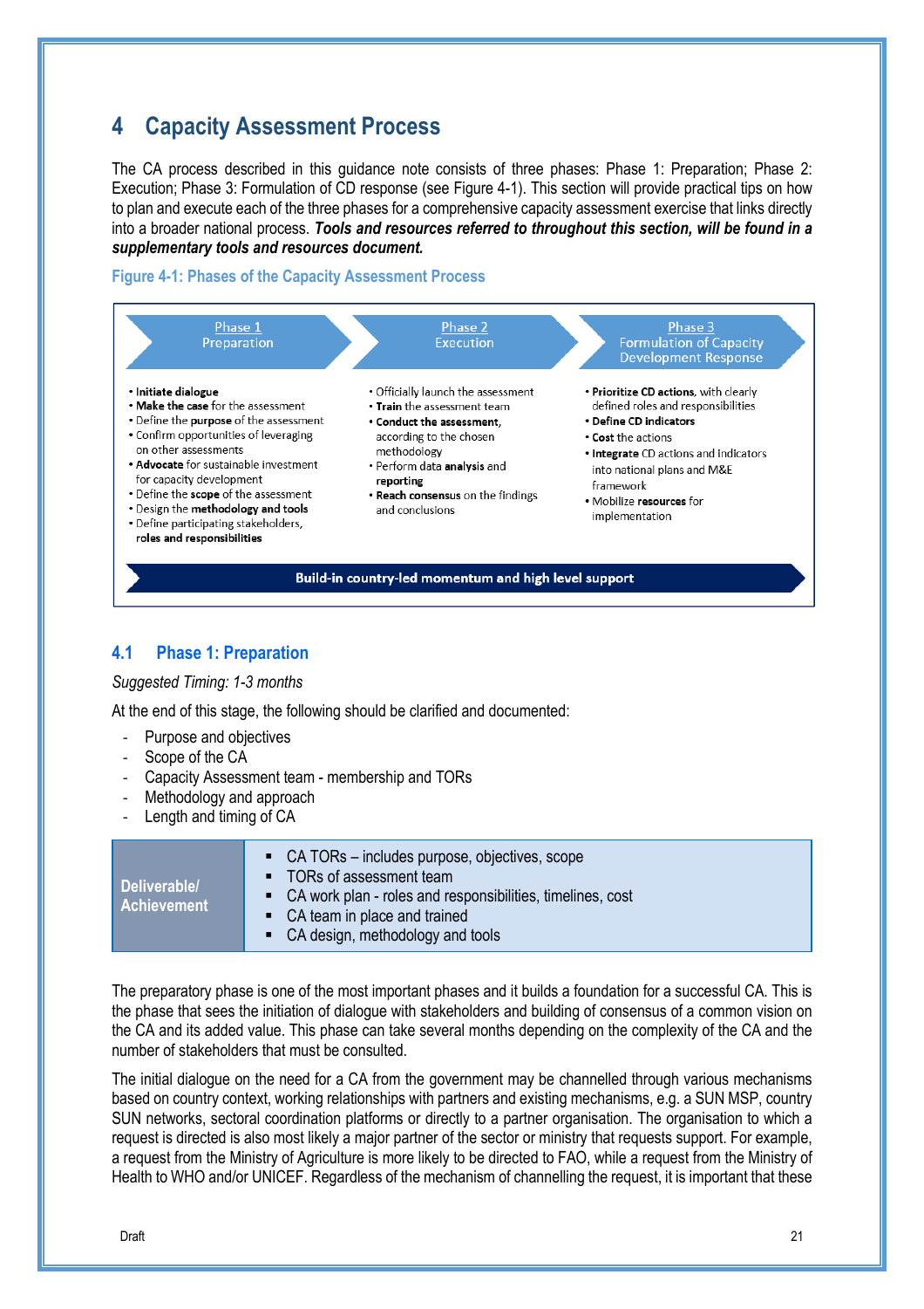# 4 Capacity Assessment Process

The CA process described in this guidance note consists of three phases: Phase 1: Preparation; Phase 2: Execution; Phase 3: Formulation of CD response (see Figure 4-1). This section will provide practical tips on how to plan and execute each of the three phases for a comprehensive capacity assessment exercise that links directly into a broader national process. ***Tools and resources referred to throughout this section, will be found in a supplementary tools and resources document.***

**Figure 4-1: Phases of the Capacity Assessment Process**

| Phase 1 Preparation | Phase 2 Execution | Phase 3 Formulation of Capacity Development Response |
|---|---|---|
| • **Initiate dialogue**<br>• **Make the case** for the assessment<br>• Define the **purpose** of the assessment<br>• Confirm opportunities of leveraging on other assessments<br>• **Advocate** for sustainable investment for capacity development<br>• Define the **scope** of the assessment<br>• Design the **methodology and tools**<br>• Define participating stakeholders, **roles and responsibilities** | • Officially launch the assessment<br>• **Train** the assessment team<br>• **Conduct the assessment**, according to the chosen methodology<br>• Perform data **analysis** and **reporting**<br>• **Reach consensus** on the findings and conclusions | • **Prioritize CD actions**, with clearly defined roles and responsibilities<br>• **Define CD indicators**<br>• **Cost** the actions<br>• **Integrate** CD actions and indicators into national plans and M&E framework<br>• Mobilize **resources** for implementation |

**Build-in country-led momentum and high level support**

## 4.1 Phase 1: Preparation

*Suggested Timing: 1-3 months*

At the end of this stage, the following should be clarified and documented:

- Purpose and objectives
- Scope of the CA
- Capacity Assessment team - membership and TORs
- Methodology and approach
- Length and timing of CA

| Deliverable/ Achievement | ▪ CA TORs – includes purpose, objectives, scope<br>▪ TORs of assessment team<br>▪ CA work plan - roles and responsibilities, timelines, cost<br>▪ CA team in place and trained<br>▪ CA design, methodology and tools |
|---|---|

The preparatory phase is one of the most important phases and it builds a foundation for a successful CA. This is the phase that sees the initiation of dialogue with stakeholders and building of consensus of a common vision on the CA and its added value. This phase can take several months depending on the complexity of the CA and the number of stakeholders that must be consulted.

The initial dialogue on the need for a CA from the government may be channelled through various mechanisms based on country context, working relationships with partners and existing mechanisms, e.g. a SUN MSP, country SUN networks, sectoral coordination platforms or directly to a partner organisation. The organisation to which a request is directed is also most likely a major partner of the sector or ministry that requests support. For example, a request from the Ministry of Agriculture is more likely to be directed to FAO, while a request from the Ministry of Health to WHO and/or UNICEF. Regardless of the mechanism of channelling the request, it is important that these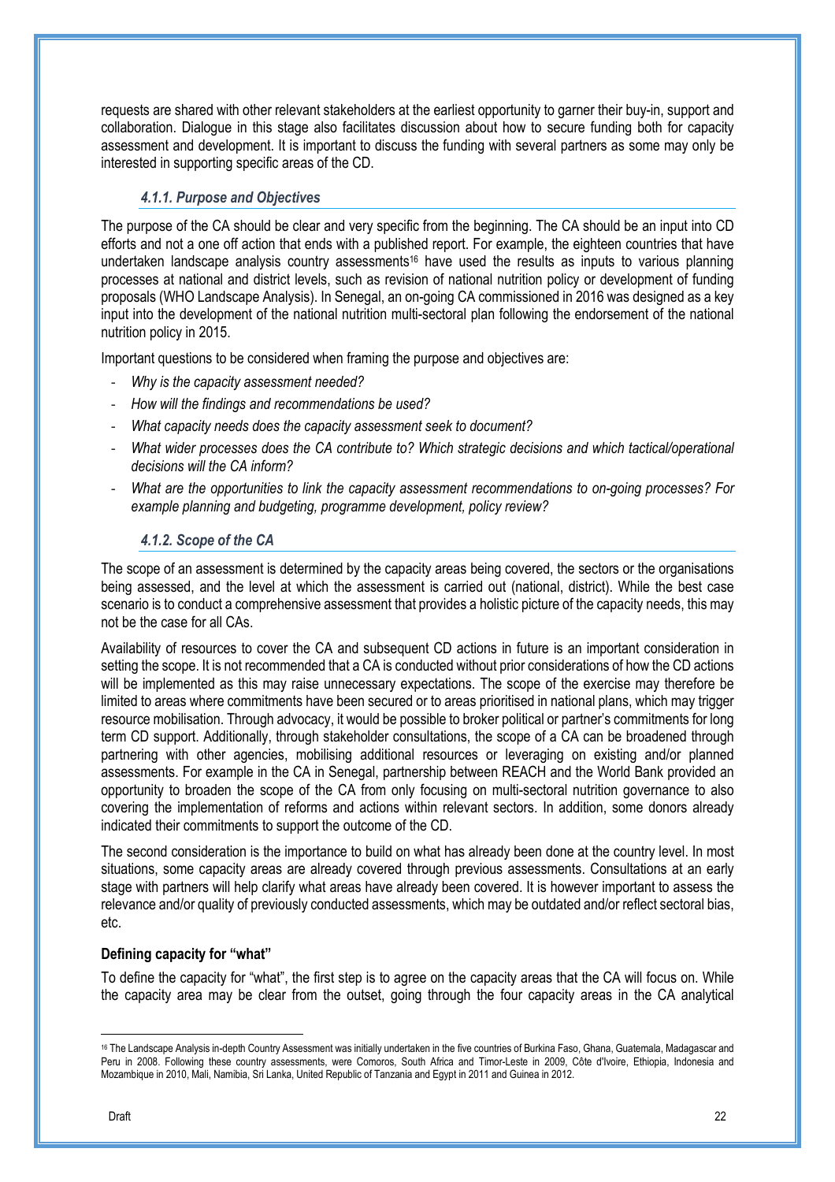requests are shared with other relevant stakeholders at the earliest opportunity to garner their buy-in, support and collaboration. Dialogue in this stage also facilitates discussion about how to secure funding both for capacity assessment and development. It is important to discuss the funding with several partners as some may only be interested in supporting specific areas of the CD.

#### *4.1.1. Purpose and Objectives*

The purpose of the CA should be clear and very specific from the beginning. The CA should be an input into CD efforts and not a one off action that ends with a published report. For example, the eighteen countries that have undertaken landscape analysis country assessments[16] have used the results as inputs to various planning processes at national and district levels, such as revision of national nutrition policy or development of funding proposals (WHO Landscape Analysis). In Senegal, an on-going CA commissioned in 2016 was designed as a key input into the development of the national nutrition multi-sectoral plan following the endorsement of the national nutrition policy in 2015.

Important questions to be considered when framing the purpose and objectives are:

- *Why is the capacity assessment needed?*
- *How will the findings and recommendations be used?*
- *What capacity needs does the capacity assessment seek to document?*
- *What wider processes does the CA contribute to? Which strategic decisions and which tactical/operational decisions will the CA inform?*
- *What are the opportunities to link the capacity assessment recommendations to on-going processes? For example planning and budgeting, programme development, policy review?*

#### *4.1.2. Scope of the CA*

The scope of an assessment is determined by the capacity areas being covered, the sectors or the organisations being assessed, and the level at which the assessment is carried out (national, district). While the best case scenario is to conduct a comprehensive assessment that provides a holistic picture of the capacity needs, this may not be the case for all CAs.

Availability of resources to cover the CA and subsequent CD actions in future is an important consideration in setting the scope. It is not recommended that a CA is conducted without prior considerations of how the CD actions will be implemented as this may raise unnecessary expectations. The scope of the exercise may therefore be limited to areas where commitments have been secured or to areas prioritised in national plans, which may trigger resource mobilisation. Through advocacy, it would be possible to broker political or partner's commitments for long term CD support. Additionally, through stakeholder consultations, the scope of a CA can be broadened through partnering with other agencies, mobilising additional resources or leveraging on existing and/or planned assessments. For example in the CA in Senegal, partnership between REACH and the World Bank provided an opportunity to broaden the scope of the CA from only focusing on multi-sectoral nutrition governance to also covering the implementation of reforms and actions within relevant sectors. In addition, some donors already indicated their commitments to support the outcome of the CD.

The second consideration is the importance to build on what has already been done at the country level. In most situations, some capacity areas are already covered through previous assessments. Consultations at an early stage with partners will help clarify what areas have already been covered. It is however important to assess the relevance and/or quality of previously conducted assessments, which may be outdated and/or reflect sectoral bias, etc.

**Defining capacity for "what"**

To define the capacity for "what", the first step is to agree on the capacity areas that the CA will focus on. While the capacity area may be clear from the outset, going through the four capacity areas in the CA analytical

---

[16] The Landscape Analysis in-depth Country Assessment was initially undertaken in the five countries of Burkina Faso, Ghana, Guatemala, Madagascar and Peru in 2008. Following these country assessments, were Comoros, South Africa and Timor-Leste in 2009, Côte d'Ivoire, Ethiopia, Indonesia and Mozambique in 2010, Mali, Namibia, Sri Lanka, United Republic of Tanzania and Egypt in 2011 and Guinea in 2012.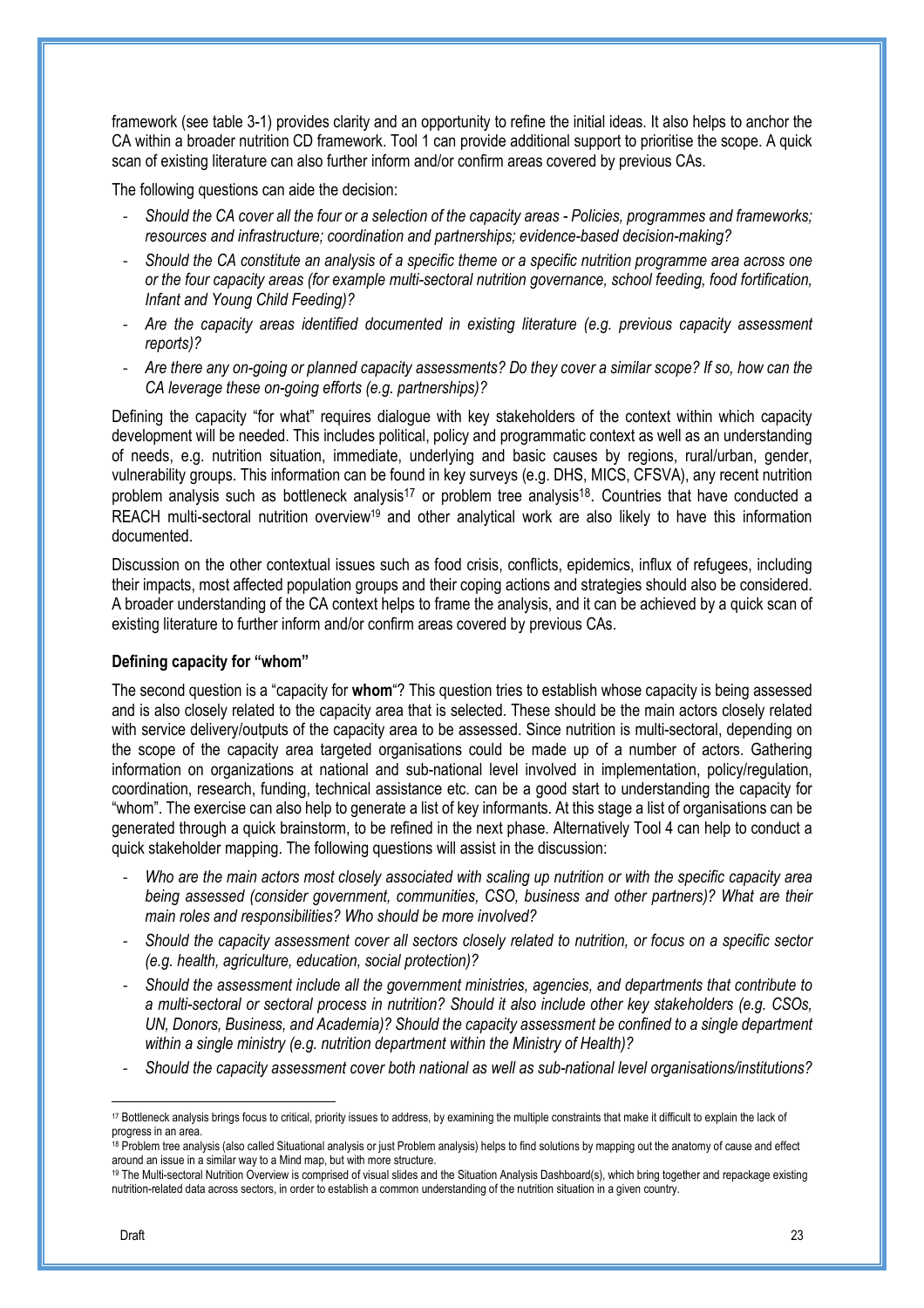framework (see table 3-1) provides clarity and an opportunity to refine the initial ideas. It also helps to anchor the CA within a broader nutrition CD framework. Tool 1 can provide additional support to prioritise the scope. A quick scan of existing literature can also further inform and/or confirm areas covered by previous CAs.

The following questions can aide the decision:

- *Should the CA cover all the four or a selection of the capacity areas - Policies, programmes and frameworks; resources and infrastructure; coordination and partnerships; evidence-based decision-making?*
- *Should the CA constitute an analysis of a specific theme or a specific nutrition programme area across one or the four capacity areas (for example multi-sectoral nutrition governance, school feeding, food fortification, Infant and Young Child Feeding)?*
- *Are the capacity areas identified documented in existing literature (e.g. previous capacity assessment reports)?*
- *Are there any on-going or planned capacity assessments? Do they cover a similar scope? If so, how can the CA leverage these on-going efforts (e.g. partnerships)?*

Defining the capacity "for what" requires dialogue with key stakeholders of the context within which capacity development will be needed. This includes political, policy and programmatic context as well as an understanding of needs, e.g. nutrition situation, immediate, underlying and basic causes by regions, rural/urban, gender, vulnerability groups. This information can be found in key surveys (e.g. DHS, MICS, CFSVA), any recent nutrition problem analysis such as bottleneck analysis[17] or problem tree analysis[18]. Countries that have conducted a REACH multi-sectoral nutrition overview[19] and other analytical work are also likely to have this information documented.

Discussion on the other contextual issues such as food crisis, conflicts, epidemics, influx of refugees, including their impacts, most affected population groups and their coping actions and strategies should also be considered. A broader understanding of the CA context helps to frame the analysis, and it can be achieved by a quick scan of existing literature to further inform and/or confirm areas covered by previous CAs.

**Defining capacity for "whom"**

The second question is a "capacity for **whom**"? This question tries to establish whose capacity is being assessed and is also closely related to the capacity area that is selected. These should be the main actors closely related with service delivery/outputs of the capacity area to be assessed. Since nutrition is multi-sectoral, depending on the scope of the capacity area targeted organisations could be made up of a number of actors. Gathering information on organizations at national and sub-national level involved in implementation, policy/regulation, coordination, research, funding, technical assistance etc. can be a good start to understanding the capacity for "whom". The exercise can also help to generate a list of key informants. At this stage a list of organisations can be generated through a quick brainstorm, to be refined in the next phase. Alternatively Tool 4 can help to conduct a quick stakeholder mapping. The following questions will assist in the discussion:

- *Who are the main actors most closely associated with scaling up nutrition or with the specific capacity area being assessed (consider government, communities, CSO, business and other partners)? What are their main roles and responsibilities? Who should be more involved?*
- *Should the capacity assessment cover all sectors closely related to nutrition, or focus on a specific sector (e.g. health, agriculture, education, social protection)?*
- *Should the assessment include all the government ministries, agencies, and departments that contribute to a multi-sectoral or sectoral process in nutrition? Should it also include other key stakeholders (e.g. CSOs, UN, Donors, Business, and Academia)? Should the capacity assessment be confined to a single department within a single ministry (e.g. nutrition department within the Ministry of Health)?*
- *Should the capacity assessment cover both national as well as sub-national level organisations/institutions?*

---

[17] Bottleneck analysis brings focus to critical, priority issues to address, by examining the multiple constraints that make it difficult to explain the lack of progress in an area.

[18] Problem tree analysis (also called Situational analysis or just Problem analysis) helps to find solutions by mapping out the anatomy of cause and effect around an issue in a similar way to a Mind map, but with more structure.

[19] The Multi-sectoral Nutrition Overview is comprised of visual slides and the Situation Analysis Dashboard(s), which bring together and repackage existing nutrition-related data across sectors, in order to establish a common understanding of the nutrition situation in a given country.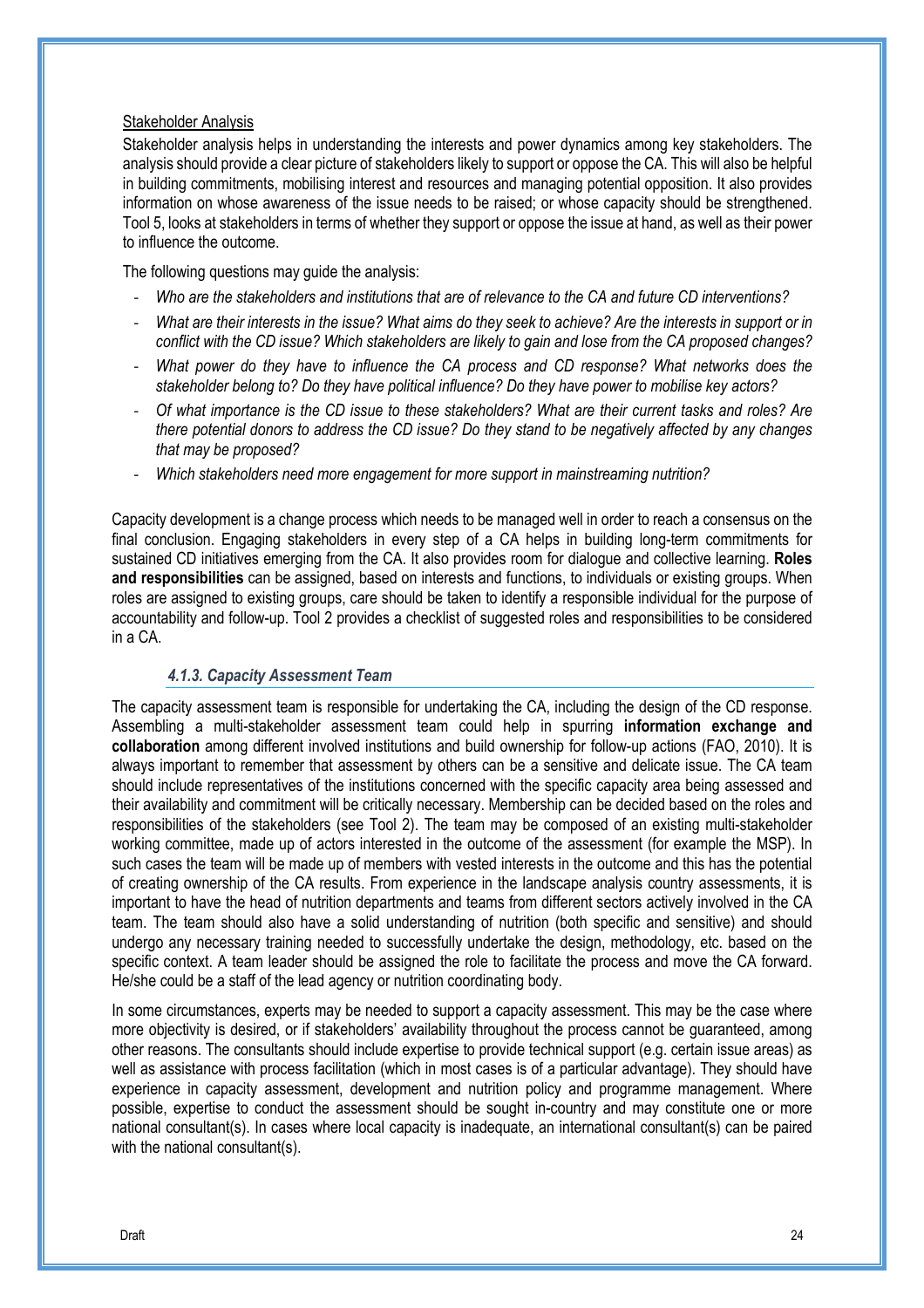Stakeholder Analysis

Stakeholder analysis helps in understanding the interests and power dynamics among key stakeholders. The analysis should provide a clear picture of stakeholders likely to support or oppose the CA. This will also be helpful in building commitments, mobilising interest and resources and managing potential opposition. It also provides information on whose awareness of the issue needs to be raised; or whose capacity should be strengthened. Tool 5, looks at stakeholders in terms of whether they support or oppose the issue at hand, as well as their power to influence the outcome.

The following questions may guide the analysis:

- *Who are the stakeholders and institutions that are of relevance to the CA and future CD interventions?*
- *What are their interests in the issue? What aims do they seek to achieve? Are the interests in support or in conflict with the CD issue? Which stakeholders are likely to gain and lose from the CA proposed changes?*
- *What power do they have to influence the CA process and CD response? What networks does the stakeholder belong to? Do they have political influence? Do they have power to mobilise key actors?*
- *Of what importance is the CD issue to these stakeholders? What are their current tasks and roles? Are there potential donors to address the CD issue? Do they stand to be negatively affected by any changes that may be proposed?*
- *Which stakeholders need more engagement for more support in mainstreaming nutrition?*

Capacity development is a change process which needs to be managed well in order to reach a consensus on the final conclusion. Engaging stakeholders in every step of a CA helps in building long-term commitments for sustained CD initiatives emerging from the CA. It also provides room for dialogue and collective learning. **Roles and responsibilities** can be assigned, based on interests and functions, to individuals or existing groups. When roles are assigned to existing groups, care should be taken to identify a responsible individual for the purpose of accountability and follow-up. Tool 2 provides a checklist of suggested roles and responsibilities to be considered in a CA.

### *4.1.3. Capacity Assessment Team*

The capacity assessment team is responsible for undertaking the CA, including the design of the CD response. Assembling a multi-stakeholder assessment team could help in spurring **information exchange and collaboration** among different involved institutions and build ownership for follow-up actions (FAO, 2010). It is always important to remember that assessment by others can be a sensitive and delicate issue. The CA team should include representatives of the institutions concerned with the specific capacity area being assessed and their availability and commitment will be critically necessary. Membership can be decided based on the roles and responsibilities of the stakeholders (see Tool 2). The team may be composed of an existing multi-stakeholder working committee, made up of actors interested in the outcome of the assessment (for example the MSP). In such cases the team will be made up of members with vested interests in the outcome and this has the potential of creating ownership of the CA results. From experience in the landscape analysis country assessments, it is important to have the head of nutrition departments and teams from different sectors actively involved in the CA team. The team should also have a solid understanding of nutrition (both specific and sensitive) and should undergo any necessary training needed to successfully undertake the design, methodology, etc. based on the specific context. A team leader should be assigned the role to facilitate the process and move the CA forward. He/she could be a staff of the lead agency or nutrition coordinating body.

In some circumstances, experts may be needed to support a capacity assessment. This may be the case where more objectivity is desired, or if stakeholders' availability throughout the process cannot be guaranteed, among other reasons. The consultants should include expertise to provide technical support (e.g. certain issue areas) as well as assistance with process facilitation (which in most cases is of a particular advantage). They should have experience in capacity assessment, development and nutrition policy and programme management. Where possible, expertise to conduct the assessment should be sought in-country and may constitute one or more national consultant(s). In cases where local capacity is inadequate, an international consultant(s) can be paired with the national consultant(s).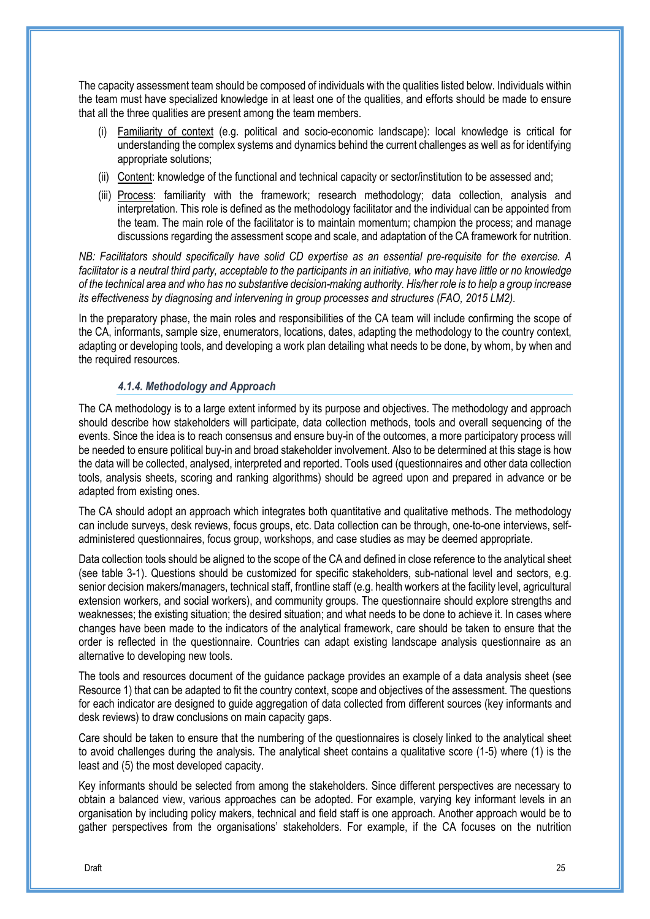The capacity assessment team should be composed of individuals with the qualities listed below. Individuals within the team must have specialized knowledge in at least one of the qualities, and efforts should be made to ensure that all the three qualities are present among the team members.

(i) Familiarity of context (e.g. political and socio-economic landscape): local knowledge is critical for understanding the complex systems and dynamics behind the current challenges as well as for identifying appropriate solutions;

(ii) Content: knowledge of the functional and technical capacity or sector/institution to be assessed and;

(iii) Process: familiarity with the framework; research methodology; data collection, analysis and interpretation. This role is defined as the methodology facilitator and the individual can be appointed from the team. The main role of the facilitator is to maintain momentum; champion the process; and manage discussions regarding the assessment scope and scale, and adaptation of the CA framework for nutrition.

*NB: Facilitators should specifically have solid CD expertise as an essential pre-requisite for the exercise. A facilitator is a neutral third party, acceptable to the participants in an initiative, who may have little or no knowledge of the technical area and who has no substantive decision-making authority. His/her role is to help a group increase its effectiveness by diagnosing and intervening in group processes and structures (FAO, 2015 LM2).*

In the preparatory phase, the main roles and responsibilities of the CA team will include confirming the scope of the CA, informants, sample size, enumerators, locations, dates, adapting the methodology to the country context, adapting or developing tools, and developing a work plan detailing what needs to be done, by whom, by when and the required resources.

#### *4.1.4. Methodology and Approach*

The CA methodology is to a large extent informed by its purpose and objectives. The methodology and approach should describe how stakeholders will participate, data collection methods, tools and overall sequencing of the events. Since the idea is to reach consensus and ensure buy-in of the outcomes, a more participatory process will be needed to ensure political buy-in and broad stakeholder involvement. Also to be determined at this stage is how the data will be collected, analysed, interpreted and reported. Tools used (questionnaires and other data collection tools, analysis sheets, scoring and ranking algorithms) should be agreed upon and prepared in advance or be adapted from existing ones.

The CA should adopt an approach which integrates both quantitative and qualitative methods. The methodology can include surveys, desk reviews, focus groups, etc. Data collection can be through, one-to-one interviews, self-administered questionnaires, focus group, workshops, and case studies as may be deemed appropriate.

Data collection tools should be aligned to the scope of the CA and defined in close reference to the analytical sheet (see table 3-1). Questions should be customized for specific stakeholders, sub-national level and sectors, e.g. senior decision makers/managers, technical staff, frontline staff (e.g. health workers at the facility level, agricultural extension workers, and social workers), and community groups. The questionnaire should explore strengths and weaknesses; the existing situation; the desired situation; and what needs to be done to achieve it. In cases where changes have been made to the indicators of the analytical framework, care should be taken to ensure that the order is reflected in the questionnaire. Countries can adapt existing landscape analysis questionnaire as an alternative to developing new tools.

The tools and resources document of the guidance package provides an example of a data analysis sheet (see Resource 1) that can be adapted to fit the country context, scope and objectives of the assessment. The questions for each indicator are designed to guide aggregation of data collected from different sources (key informants and desk reviews) to draw conclusions on main capacity gaps.

Care should be taken to ensure that the numbering of the questionnaires is closely linked to the analytical sheet to avoid challenges during the analysis. The analytical sheet contains a qualitative score (1-5) where (1) is the least and (5) the most developed capacity.

Key informants should be selected from among the stakeholders. Since different perspectives are necessary to obtain a balanced view, various approaches can be adopted. For example, varying key informant levels in an organisation by including policy makers, technical and field staff is one approach. Another approach would be to gather perspectives from the organisations' stakeholders. For example, if the CA focuses on the nutrition

Draft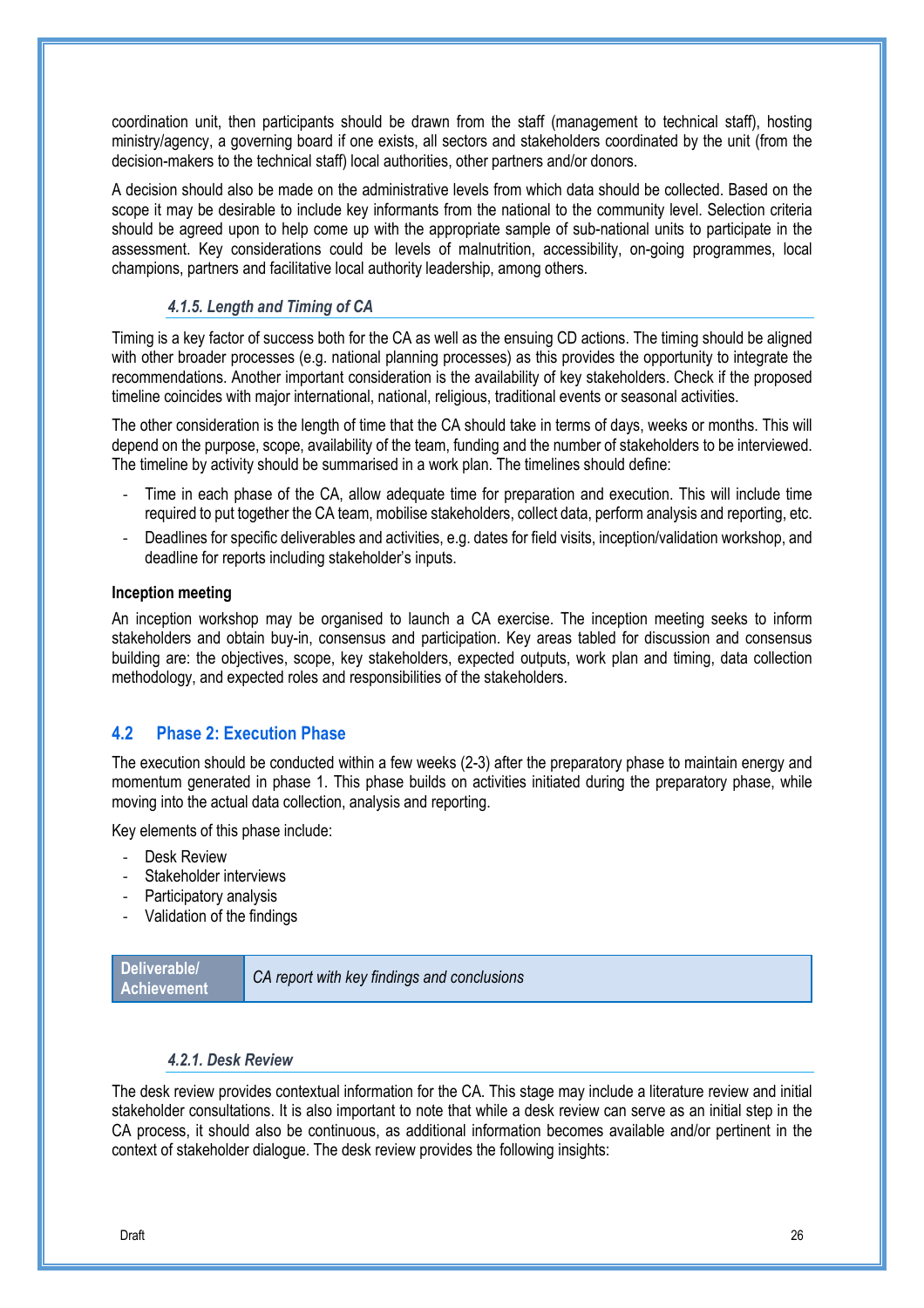coordination unit, then participants should be drawn from the staff (management to technical staff), hosting ministry/agency, a governing board if one exists, all sectors and stakeholders coordinated by the unit (from the decision-makers to the technical staff) local authorities, other partners and/or donors.

A decision should also be made on the administrative levels from which data should be collected. Based on the scope it may be desirable to include key informants from the national to the community level. Selection criteria should be agreed upon to help come up with the appropriate sample of sub-national units to participate in the assessment. Key considerations could be levels of malnutrition, accessibility, on-going programmes, local champions, partners and facilitative local authority leadership, among others.

#### *4.1.5. Length and Timing of CA*

Timing is a key factor of success both for the CA as well as the ensuing CD actions. The timing should be aligned with other broader processes (e.g. national planning processes) as this provides the opportunity to integrate the recommendations. Another important consideration is the availability of key stakeholders. Check if the proposed timeline coincides with major international, national, religious, traditional events or seasonal activities.

The other consideration is the length of time that the CA should take in terms of days, weeks or months. This will depend on the purpose, scope, availability of the team, funding and the number of stakeholders to be interviewed. The timeline by activity should be summarised in a work plan. The timelines should define:

- Time in each phase of the CA, allow adequate time for preparation and execution. This will include time required to put together the CA team, mobilise stakeholders, collect data, perform analysis and reporting, etc.
- Deadlines for specific deliverables and activities, e.g. dates for field visits, inception/validation workshop, and deadline for reports including stakeholder's inputs.

**Inception meeting**

An inception workshop may be organised to launch a CA exercise. The inception meeting seeks to inform stakeholders and obtain buy-in, consensus and participation. Key areas tabled for discussion and consensus building are: the objectives, scope, key stakeholders, expected outputs, work plan and timing, data collection methodology, and expected roles and responsibilities of the stakeholders.

## 4.2 Phase 2: Execution Phase

The execution should be conducted within a few weeks (2-3) after the preparatory phase to maintain energy and momentum generated in phase 1. This phase builds on activities initiated during the preparatory phase, while moving into the actual data collection, analysis and reporting.

Key elements of this phase include:

- Desk Review
- Stakeholder interviews
- Participatory analysis
- Validation of the findings

| **Deliverable/ Achievement** | *CA report with key findings and conclusions* |
|---|---|

#### *4.2.1. Desk Review*

The desk review provides contextual information for the CA. This stage may include a literature review and initial stakeholder consultations. It is also important to note that while a desk review can serve as an initial step in the CA process, it should also be continuous, as additional information becomes available and/or pertinent in the context of stakeholder dialogue. The desk review provides the following insights: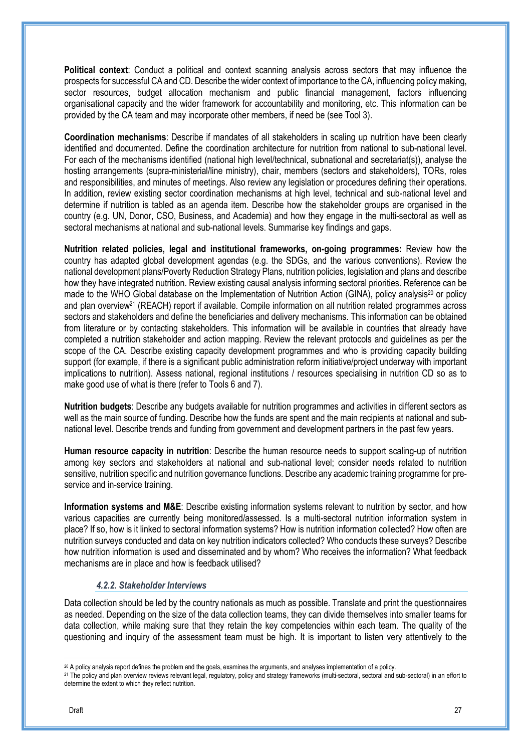**Political context**: Conduct a political and context scanning analysis across sectors that may influence the prospects for successful CA and CD. Describe the wider context of importance to the CA, influencing policy making, sector resources, budget allocation mechanism and public financial management, factors influencing organisational capacity and the wider framework for accountability and monitoring, etc. This information can be provided by the CA team and may incorporate other members, if need be (see Tool 3).

**Coordination mechanisms**: Describe if mandates of all stakeholders in scaling up nutrition have been clearly identified and documented. Define the coordination architecture for nutrition from national to sub-national level. For each of the mechanisms identified (national high level/technical, subnational and secretariat(s)), analyse the hosting arrangements (supra-ministerial/line ministry), chair, members (sectors and stakeholders), TORs, roles and responsibilities, and minutes of meetings. Also review any legislation or procedures defining their operations. In addition, review existing sector coordination mechanisms at high level, technical and sub-national level and determine if nutrition is tabled as an agenda item. Describe how the stakeholder groups are organised in the country (e.g. UN, Donor, CSO, Business, and Academia) and how they engage in the multi-sectoral as well as sectoral mechanisms at national and sub-national levels. Summarise key findings and gaps.

**Nutrition related policies, legal and institutional frameworks, on-going programmes:** Review how the country has adapted global development agendas (e.g. the SDGs, and the various conventions). Review the national development plans/Poverty Reduction Strategy Plans, nutrition policies, legislation and plans and describe how they have integrated nutrition. Review existing causal analysis informing sectoral priorities. Reference can be made to the WHO Global database on the Implementation of Nutrition Action (GINA), policy analysis[20] or policy and plan overview[21] (REACH) report if available. Compile information on all nutrition related programmes across sectors and stakeholders and define the beneficiaries and delivery mechanisms. This information can be obtained from literature or by contacting stakeholders. This information will be available in countries that already have completed a nutrition stakeholder and action mapping. Review the relevant protocols and guidelines as per the scope of the CA. Describe existing capacity development programmes and who is providing capacity building support (for example, if there is a significant public administration reform initiative/project underway with important implications to nutrition). Assess national, regional institutions / resources specialising in nutrition CD so as to make good use of what is there (refer to Tools 6 and 7).

**Nutrition budgets**: Describe any budgets available for nutrition programmes and activities in different sectors as well as the main source of funding. Describe how the funds are spent and the main recipients at national and sub-national level. Describe trends and funding from government and development partners in the past few years.

**Human resource capacity in nutrition**: Describe the human resource needs to support scaling-up of nutrition among key sectors and stakeholders at national and sub-national level; consider needs related to nutrition sensitive, nutrition specific and nutrition governance functions. Describe any academic training programme for pre-service and in-service training.

**Information systems and M&E**: Describe existing information systems relevant to nutrition by sector, and how various capacities are currently being monitored/assessed. Is a multi-sectoral nutrition information system in place? If so, how is it linked to sectoral information systems? How is nutrition information collected? How often are nutrition surveys conducted and data on key nutrition indicators collected? Who conducts these surveys? Describe how nutrition information is used and disseminated and by whom? Who receives the information? What feedback mechanisms are in place and how is feedback utilised?

#### *4.2.2. Stakeholder Interviews*

Data collection should be led by the country nationals as much as possible. Translate and print the questionnaires as needed. Depending on the size of the data collection teams, they can divide themselves into smaller teams for data collection, while making sure that they retain the key competencies within each team. The quality of the questioning and inquiry of the assessment team must be high. It is important to listen very attentively to the

[20] A policy analysis report defines the problem and the goals, examines the arguments, and analyses implementation of a policy.

[21] The policy and plan overview reviews relevant legal, regulatory, policy and strategy frameworks (multi-sectoral, sectoral and sub-sectoral) in an effort to determine the extent to which they reflect nutrition.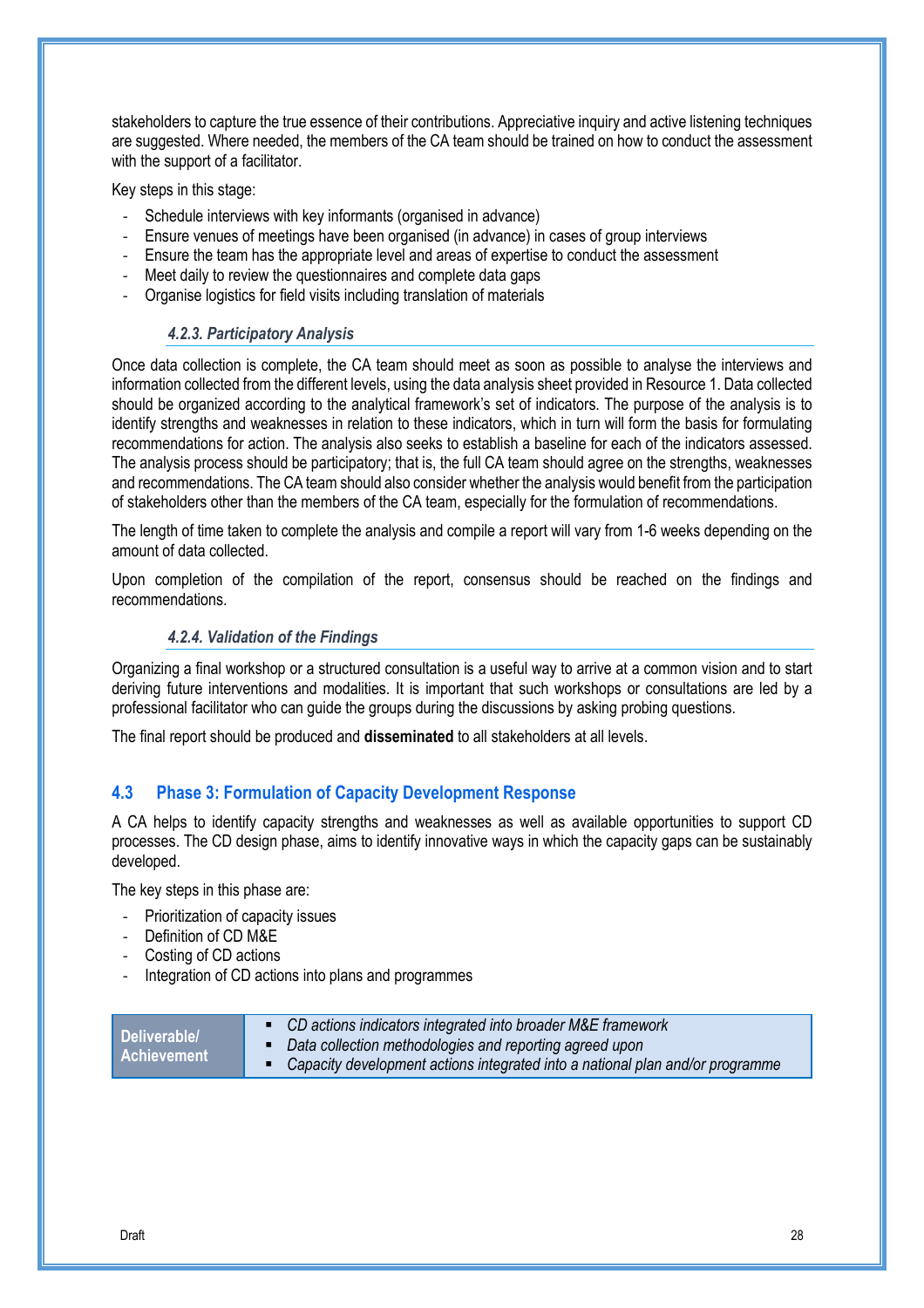stakeholders to capture the true essence of their contributions. Appreciative inquiry and active listening techniques are suggested. Where needed, the members of the CA team should be trained on how to conduct the assessment with the support of a facilitator.

Key steps in this stage:

- Schedule interviews with key informants (organised in advance)
- Ensure venues of meetings have been organised (in advance) in cases of group interviews
- Ensure the team has the appropriate level and areas of expertise to conduct the assessment
- Meet daily to review the questionnaires and complete data gaps
- Organise logistics for field visits including translation of materials

#### *4.2.3. Participatory Analysis*

Once data collection is complete, the CA team should meet as soon as possible to analyse the interviews and information collected from the different levels, using the data analysis sheet provided in Resource 1. Data collected should be organized according to the analytical framework's set of indicators. The purpose of the analysis is to identify strengths and weaknesses in relation to these indicators, which in turn will form the basis for formulating recommendations for action. The analysis also seeks to establish a baseline for each of the indicators assessed. The analysis process should be participatory; that is, the full CA team should agree on the strengths, weaknesses and recommendations. The CA team should also consider whether the analysis would benefit from the participation of stakeholders other than the members of the CA team, especially for the formulation of recommendations.

The length of time taken to complete the analysis and compile a report will vary from 1-6 weeks depending on the amount of data collected.

Upon completion of the compilation of the report, consensus should be reached on the findings and recommendations.

#### *4.2.4. Validation of the Findings*

Organizing a final workshop or a structured consultation is a useful way to arrive at a common vision and to start deriving future interventions and modalities. It is important that such workshops or consultations are led by a professional facilitator who can guide the groups during the discussions by asking probing questions.

The final report should be produced and **disseminated** to all stakeholders at all levels.

## 4.3 Phase 3: Formulation of Capacity Development Response

A CA helps to identify capacity strengths and weaknesses as well as available opportunities to support CD processes. The CD design phase, aims to identify innovative ways in which the capacity gaps can be sustainably developed.

The key steps in this phase are:

- Prioritization of capacity issues
- Definition of CD M&E
- Costing of CD actions
- Integration of CD actions into plans and programmes

| Deliverable/ Achievement | ▪ *CD actions indicators integrated into broader M&E framework*<br>▪ *Data collection methodologies and reporting agreed upon*<br>▪ *Capacity development actions integrated into a national plan and/or programme* |
|---|---|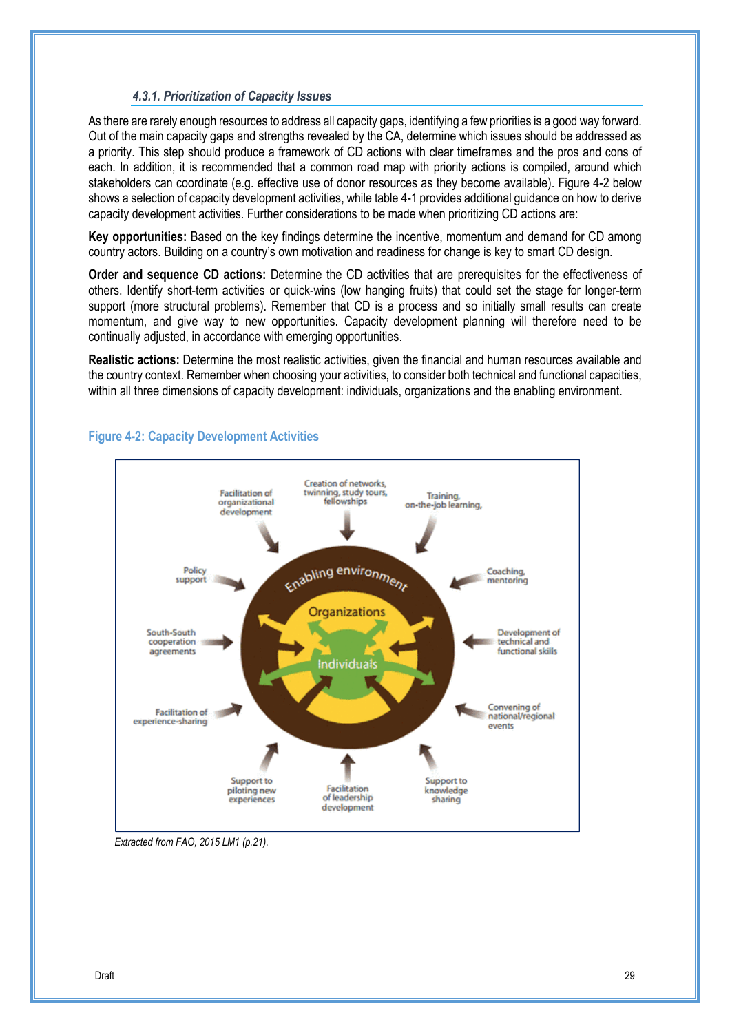#### 4.3.1. Prioritization of Capacity Issues

As there are rarely enough resources to address all capacity gaps, identifying a few priorities is a good way forward. Out of the main capacity gaps and strengths revealed by the CA, determine which issues should be addressed as a priority. This step should produce a framework of CD actions with clear timeframes and the pros and cons of each. In addition, it is recommended that a common road map with priority actions is compiled, around which stakeholders can coordinate (e.g. effective use of donor resources as they become available). Figure 4-2 below shows a selection of capacity development activities, while table 4-1 provides additional guidance on how to derive capacity development activities. Further considerations to be made when prioritizing CD actions are:

**Key opportunities:** Based on the key findings determine the incentive, momentum and demand for CD among country actors. Building on a country's own motivation and readiness for change is key to smart CD design.

**Order and sequence CD actions:** Determine the CD activities that are prerequisites for the effectiveness of others. Identify short-term activities or quick-wins (low hanging fruits) that could set the stage for longer-term support (more structural problems). Remember that CD is a process and so initially small results can create momentum, and give way to new opportunities. Capacity development planning will therefore need to be continually adjusted, in accordance with emerging opportunities.

**Realistic actions:** Determine the most realistic activities, given the financial and human resources available and the country context. Remember when choosing your activities, to consider both technical and functional capacities, within all three dimensions of capacity development: individuals, organizations and the enabling environment.

**Figure 4-2: Capacity Development Activities**

*Extracted from FAO, 2015 LM1 (p.21).*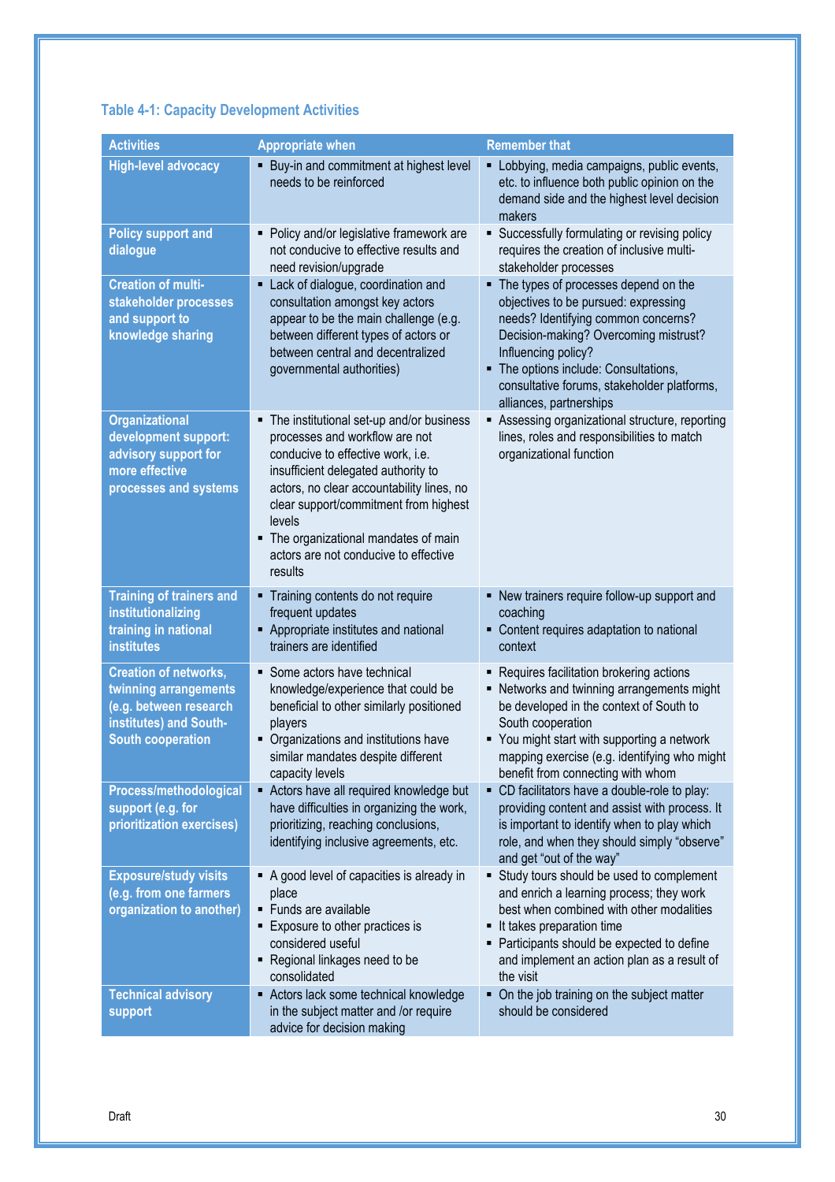**Table 4-1: Capacity Development Activities**

| Activities | Appropriate when | Remember that |
|---|---|---|
| **High-level advocacy** | ▪ Buy-in and commitment at highest level needs to be reinforced | ▪ Lobbying, media campaigns, public events, etc. to influence both public opinion on the demand side and the highest level decision makers |
| **Policy support and dialogue** | ▪ Policy and/or legislative framework are not conducive to effective results and need revision/upgrade | ▪ Successfully formulating or revising policy requires the creation of inclusive multi-stakeholder processes |
| **Creation of multi-stakeholder processes and support to knowledge sharing** | ▪ Lack of dialogue, coordination and consultation amongst key actors appear to be the main challenge (e.g. between different types of actors or between central and decentralized governmental authorities) | ▪ The types of processes depend on the objectives to be pursued: expressing needs? Identifying common concerns? Decision-making? Overcoming mistrust? Influencing policy?<br>▪ The options include: Consultations, consultative forums, stakeholder platforms, alliances, partnerships |
| **Organizational development support: advisory support for more effective processes and systems** | ▪ The institutional set-up and/or business processes and workflow are not conducive to effective work, i.e. insufficient delegated authority to actors, no clear accountability lines, no clear support/commitment from highest levels<br>▪ The organizational mandates of main actors are not conducive to effective results | ▪ Assessing organizational structure, reporting lines, roles and responsibilities to match organizational function |
| **Training of trainers and institutionalizing training in national institutes** | ▪ Training contents do not require frequent updates<br>▪ Appropriate institutes and national trainers are identified | ▪ New trainers require follow-up support and coaching<br>▪ Content requires adaptation to national context |
| **Creation of networks, twinning arrangements (e.g. between research institutes) and South-South cooperation** | ▪ Some actors have technical knowledge/experience that could be beneficial to other similarly positioned players<br>▪ Organizations and institutions have similar mandates despite different capacity levels | ▪ Requires facilitation brokering actions<br>▪ Networks and twinning arrangements might be developed in the context of South to South cooperation<br>▪ You might start with supporting a network mapping exercise (e.g. identifying who might benefit from connecting with whom |
| **Process/methodological support (e.g. for prioritization exercises)** | ▪ Actors have all required knowledge but have difficulties in organizing the work, prioritizing, reaching conclusions, identifying inclusive agreements, etc. | ▪ CD facilitators have a double-role to play: providing content and assist with process. It is important to identify when to play which role, and when they should simply "observe" and get "out of the way" |
| **Exposure/study visits (e.g. from one farmers organization to another)** | ▪ A good level of capacities is already in place<br>▪ Funds are available<br>▪ Exposure to other practices is considered useful<br>▪ Regional linkages need to be consolidated | ▪ Study tours should be used to complement and enrich a learning process; they work best when combined with other modalities<br>▪ It takes preparation time<br>▪ Participants should be expected to define and implement an action plan as a result of the visit |
| **Technical advisory support** | ▪ Actors lack some technical knowledge in the subject matter and /or require advice for decision making | ▪ On the job training on the subject matter should be considered |

Draft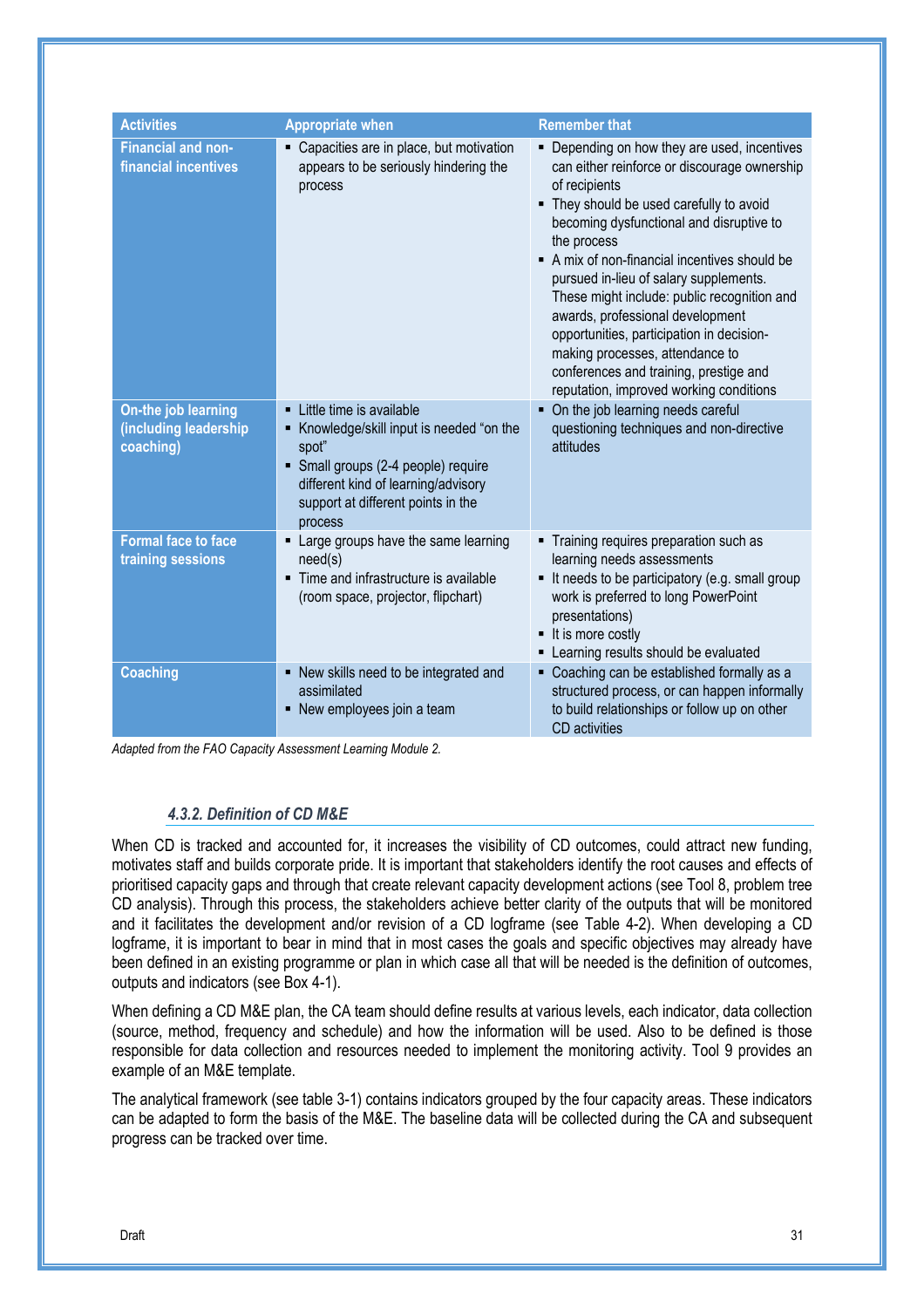| Activities | Appropriate when | Remember that |
| --- | --- | --- |
| **Financial and non-financial incentives** | ▪ Capacities are in place, but motivation appears to be seriously hindering the process | ▪ Depending on how they are used, incentives can either reinforce or discourage ownership of recipients<br>▪ They should be used carefully to avoid becoming dysfunctional and disruptive to the process<br>▪ A mix of non-financial incentives should be pursued in-lieu of salary supplements. These might include: public recognition and awards, professional development opportunities, participation in decision-making processes, attendance to conferences and training, prestige and reputation, improved working conditions |
| **On-the job learning (including leadership coaching)** | ▪ Little time is available<br>▪ Knowledge/skill input is needed "on the spot"<br>▪ Small groups (2-4 people) require different kind of learning/advisory support at different points in the process | ▪ On the job learning needs careful questioning techniques and non-directive attitudes |
| **Formal face to face training sessions** | ▪ Large groups have the same learning need(s)<br>▪ Time and infrastructure is available (room space, projector, flipchart) | ▪ Training requires preparation such as learning needs assessments<br>▪ It needs to be participatory (e.g. small group work is preferred to long PowerPoint presentations)<br>▪ It is more costly<br>▪ Learning results should be evaluated |
| **Coaching** | ▪ New skills need to be integrated and assimilated<br>▪ New employees join a team | ▪ Coaching can be established formally as a structured process, or can happen informally to build relationships or follow up on other CD activities |

*Adapted from the FAO Capacity Assessment Learning Module 2.*

### *4.3.2. Definition of CD M&E*

When CD is tracked and accounted for, it increases the visibility of CD outcomes, could attract new funding, motivates staff and builds corporate pride. It is important that stakeholders identify the root causes and effects of prioritised capacity gaps and through that create relevant capacity development actions (see Tool 8, problem tree CD analysis). Through this process, the stakeholders achieve better clarity of the outputs that will be monitored and it facilitates the development and/or revision of a CD logframe (see Table 4-2). When developing a CD logframe, it is important to bear in mind that in most cases the goals and specific objectives may already have been defined in an existing programme or plan in which case all that will be needed is the definition of outcomes, outputs and indicators (see Box 4-1).

When defining a CD M&E plan, the CA team should define results at various levels, each indicator, data collection (source, method, frequency and schedule) and how the information will be used. Also to be defined is those responsible for data collection and resources needed to implement the monitoring activity. Tool 9 provides an example of an M&E template.

The analytical framework (see table 3-1) contains indicators grouped by the four capacity areas. These indicators can be adapted to form the basis of the M&E. The baseline data will be collected during the CA and subsequent progress can be tracked over time.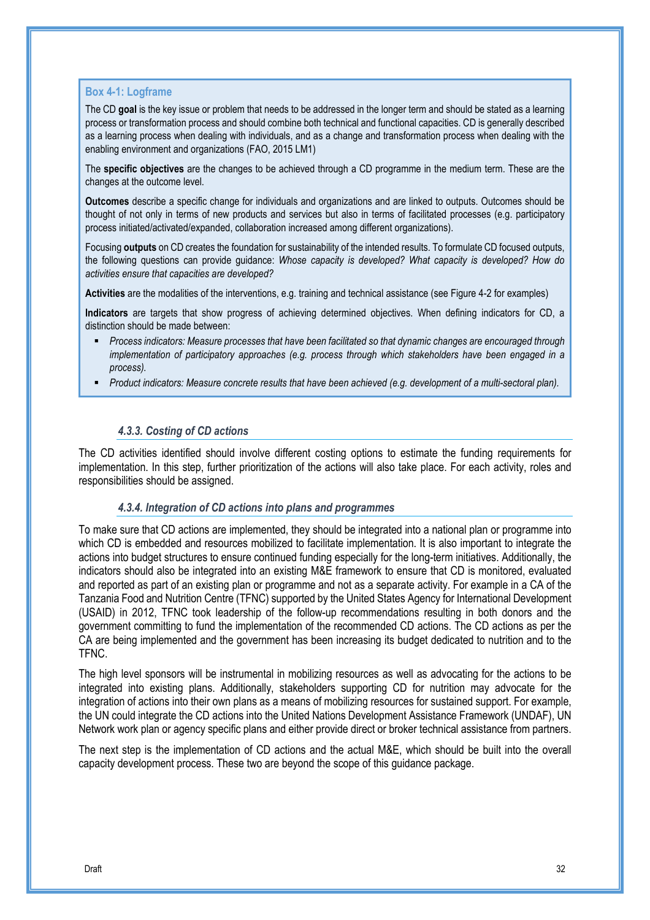**Box 4-1: Logframe**

The CD **goal** is the key issue or problem that needs to be addressed in the longer term and should be stated as a learning process or transformation process and should combine both technical and functional capacities. CD is generally described as a learning process when dealing with individuals, and as a change and transformation process when dealing with the enabling environment and organizations (FAO, 2015 LM1)

The **specific objectives** are the changes to be achieved through a CD programme in the medium term. These are the changes at the outcome level.

**Outcomes** describe a specific change for individuals and organizations and are linked to outputs. Outcomes should be thought of not only in terms of new products and services but also in terms of facilitated processes (e.g. participatory process initiated/activated/expanded, collaboration increased among different organizations).

Focusing **outputs** on CD creates the foundation for sustainability of the intended results. To formulate CD focused outputs, the following questions can provide guidance: *Whose capacity is developed? What capacity is developed? How do activities ensure that capacities are developed?*

**Activities** are the modalities of the interventions, e.g. training and technical assistance (see Figure 4-2 for examples)

**Indicators** are targets that show progress of achieving determined objectives. When defining indicators for CD, a distinction should be made between:

- *Process indicators: Measure processes that have been facilitated so that dynamic changes are encouraged through implementation of participatory approaches (e.g. process through which stakeholders have been engaged in a process).*
- *Product indicators: Measure concrete results that have been achieved (e.g. development of a multi-sectoral plan).*

### *4.3.3. Costing of CD actions*

The CD activities identified should involve different costing options to estimate the funding requirements for implementation. In this step, further prioritization of the actions will also take place. For each activity, roles and responsibilities should be assigned.

### *4.3.4. Integration of CD actions into plans and programmes*

To make sure that CD actions are implemented, they should be integrated into a national plan or programme into which CD is embedded and resources mobilized to facilitate implementation. It is also important to integrate the actions into budget structures to ensure continued funding especially for the long-term initiatives. Additionally, the indicators should also be integrated into an existing M&E framework to ensure that CD is monitored, evaluated and reported as part of an existing plan or programme and not as a separate activity. For example in a CA of the Tanzania Food and Nutrition Centre (TFNC) supported by the United States Agency for International Development (USAID) in 2012, TFNC took leadership of the follow-up recommendations resulting in both donors and the government committing to fund the implementation of the recommended CD actions. The CD actions as per the CA are being implemented and the government has been increasing its budget dedicated to nutrition and to the TFNC.

The high level sponsors will be instrumental in mobilizing resources as well as advocating for the actions to be integrated into existing plans. Additionally, stakeholders supporting CD for nutrition may advocate for the integration of actions into their own plans as a means of mobilizing resources for sustained support. For example, the UN could integrate the CD actions into the United Nations Development Assistance Framework (UNDAF), UN Network work plan or agency specific plans and either provide direct or broker technical assistance from partners.

The next step is the implementation of CD actions and the actual M&E, which should be built into the overall capacity development process. These two are beyond the scope of this guidance package.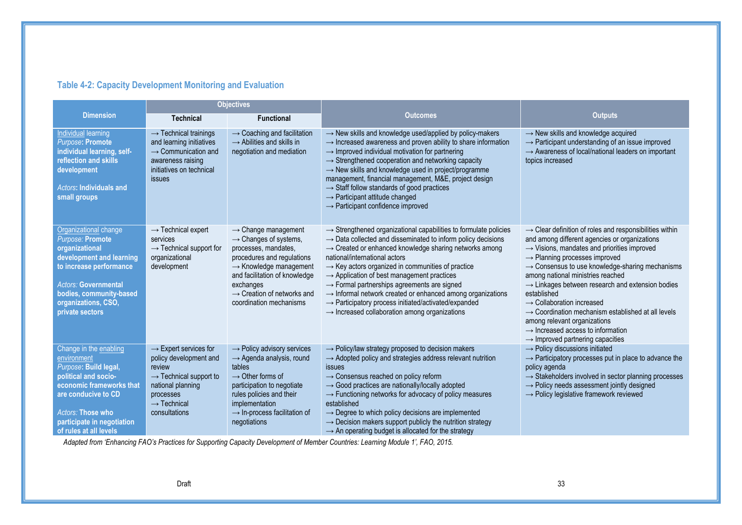### Table 4-2: Capacity Development Monitoring and Evaluation

| Dimension | Objectives | | Outcomes | Outputs |
|---|---|---|---|---|
| | Technical | Functional | | |
| Individual learning<br>*Purpose*: **Promote individual learning, self-reflection and skills development**<br><br>*Actors*: **Individuals and small groups** | → Technical trainings and learning initiatives<br>→ Communication and awareness raising initiatives on technical issues | → Coaching and facilitation<br>→ Abilities and skills in negotiation and mediation | → New skills and knowledge used/applied by policy-makers<br>→ Increased awareness and proven ability to share information<br>→ Improved individual motivation for partnering<br>→ Strengthened cooperation and networking capacity<br>→ New skills and knowledge used in project/programme management, financial management, M&E, project design<br>→ Staff follow standards of good practices<br>→ Participant attitude changed<br>→ Participant confidence improved | → New skills and knowledge acquired<br>→ Participant understanding of an issue improved<br>→ Awareness of local/national leaders on important topics increased |
| Organizational change<br>*Purpose:* **Promote organizational development and learning to increase performance**<br><br>*Actors:* **Governmental bodies, community-based organizations, CSO, private sectors** | → Technical expert services<br>→ Technical support for organizational development | → Change management<br>→ Changes of systems, processes, mandates, procedures and regulations<br>→ Knowledge management and facilitation of knowledge exchanges<br>→ Creation of networks and coordination mechanisms | → Strengthened organizational capabilities to formulate policies<br>→ Data collected and disseminated to inform policy decisions<br>→ Created or enhanced knowledge sharing networks among national/international actors<br>→ Key actors organized in communities of practice<br>→ Application of best management practices<br>→ Formal partnerships agreements are signed<br>→ Informal network created or enhanced among organizations<br>→ Participatory process initiated/activated/expanded<br>→ Increased collaboration among organizations | → Clear definition of roles and responsibilities within and among different agencies or organizations<br>→ Visions, mandates and priorities improved<br>→ Planning processes improved<br>→ Consensus to use knowledge-sharing mechanisms among national ministries reached<br>→ Linkages between research and extension bodies established<br>→ Collaboration increased<br>→ Coordination mechanism established at all levels among relevant organizations<br>→ Increased access to information<br>→ Improved partnering capacities |
| Change in the enabling environment<br>*Purpose*: **Build legal, political and socio-economic frameworks that are conducive to CD**<br><br>*Actors:* **Those who participate in negotiation of rules at all levels** | → Expert services for policy development and review<br>→ Technical support to national planning processes<br>→ Technical consultations | → Policy advisory services<br>→ Agenda analysis, round tables<br>→ Other forms of participation to negotiate rules policies and their implementation<br>→ In-process facilitation of negotiations | → Policy/law strategy proposed to decision makers<br>→ Adopted policy and strategies address relevant nutrition issues<br>→ Consensus reached on policy reform<br>→ Good practices are nationally/locally adopted<br>→ Functioning networks for advocacy of policy measures established<br>→ Degree to which policy decisions are implemented<br>→ Decision makers support publicly the nutrition strategy<br>→ An operating budget is allocated for the strategy | → Policy discussions initiated<br>→ Participatory processes put in place to advance the policy agenda<br>→ Stakeholders involved in sector planning processes<br>→ Policy needs assessment jointly designed<br>→ Policy legislative framework reviewed |

*Adapted from 'Enhancing FAO's Practices for Supporting Capacity Development of Member Countries: Learning Module 1', FAO, 2015.*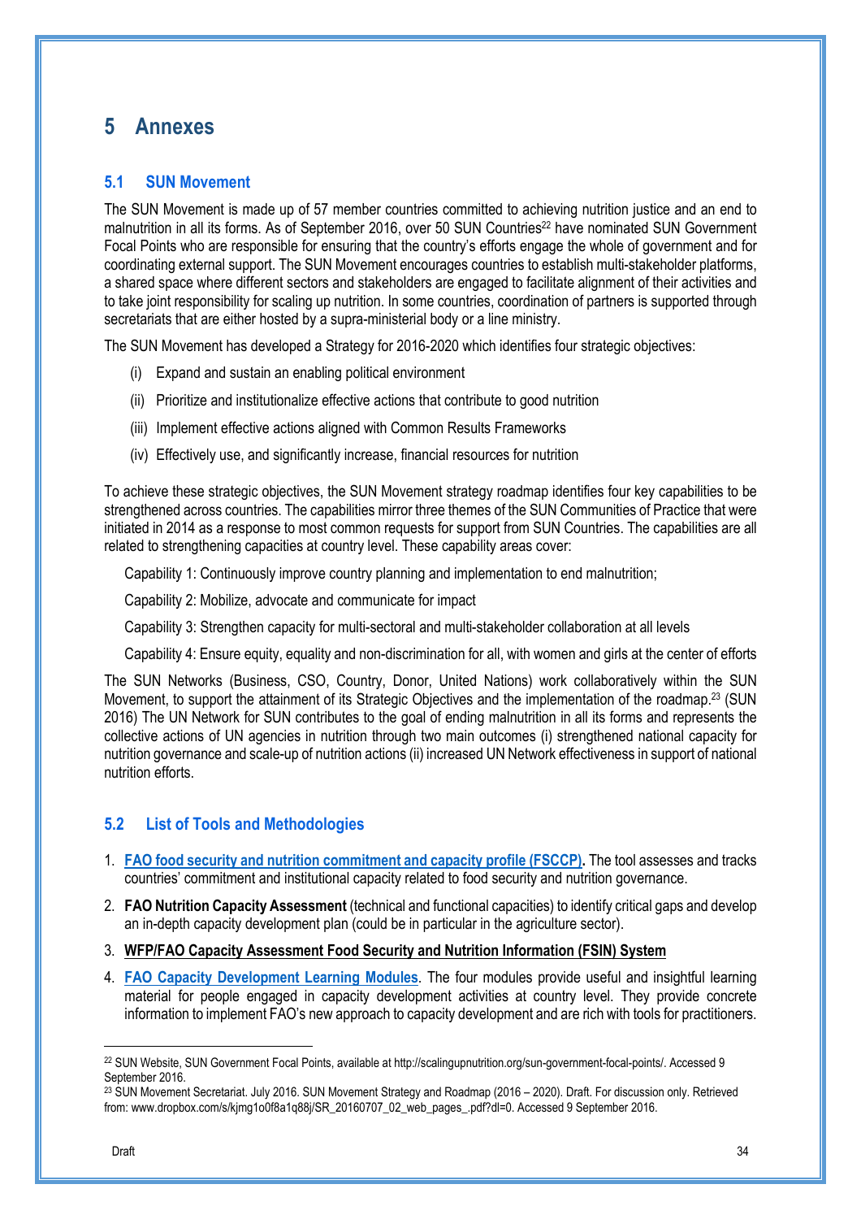# 5 Annexes

## 5.1 SUN Movement

The SUN Movement is made up of 57 member countries committed to achieving nutrition justice and an end to malnutrition in all its forms. As of September 2016, over 50 SUN Countries[22] have nominated SUN Government Focal Points who are responsible for ensuring that the country's efforts engage the whole of government and for coordinating external support. The SUN Movement encourages countries to establish multi-stakeholder platforms, a shared space where different sectors and stakeholders are engaged to facilitate alignment of their activities and to take joint responsibility for scaling up nutrition. In some countries, coordination of partners is supported through secretariats that are either hosted by a supra-ministerial body or a line ministry.

The SUN Movement has developed a Strategy for 2016-2020 which identifies four strategic objectives:

(i) Expand and sustain an enabling political environment

(ii) Prioritize and institutionalize effective actions that contribute to good nutrition

(iii) Implement effective actions aligned with Common Results Frameworks

(iv) Effectively use, and significantly increase, financial resources for nutrition

To achieve these strategic objectives, the SUN Movement strategy roadmap identifies four key capabilities to be strengthened across countries. The capabilities mirror three themes of the SUN Communities of Practice that were initiated in 2014 as a response to most common requests for support from SUN Countries. The capabilities are all related to strengthening capacities at country level. These capability areas cover:

Capability 1: Continuously improve country planning and implementation to end malnutrition;

Capability 2: Mobilize, advocate and communicate for impact

Capability 3: Strengthen capacity for multi-sectoral and multi-stakeholder collaboration at all levels

Capability 4: Ensure equity, equality and non-discrimination for all, with women and girls at the center of efforts

The SUN Networks (Business, CSO, Country, Donor, United Nations) work collaboratively within the SUN Movement, to support the attainment of its Strategic Objectives and the implementation of the roadmap.[23] (SUN 2016) The UN Network for SUN contributes to the goal of ending malnutrition in all its forms and represents the collective actions of UN agencies in nutrition through two main outcomes (i) strengthened national capacity for nutrition governance and scale-up of nutrition actions (ii) increased UN Network effectiveness in support of national nutrition efforts.

## 5.2 List of Tools and Methodologies

1. **FAO food security and nutrition commitment and capacity profile (FSCCP).** The tool assesses and tracks countries' commitment and institutional capacity related to food security and nutrition governance.
2. **FAO Nutrition Capacity Assessment** (technical and functional capacities) to identify critical gaps and develop an in-depth capacity development plan (could be in particular in the agriculture sector).
3. **WFP/FAO Capacity Assessment Food Security and Nutrition Information (FSIN) System**
4. **FAO Capacity Development Learning Modules**. The four modules provide useful and insightful learning material for people engaged in capacity development activities at country level. They provide concrete information to implement FAO's new approach to capacity development and are rich with tools for practitioners.

[22] SUN Website, SUN Government Focal Points, available at http://scalingupnutrition.org/sun-government-focal-points/. Accessed 9 September 2016.

[23] SUN Movement Secretariat. July 2016. SUN Movement Strategy and Roadmap (2016 – 2020). Draft. For discussion only. Retrieved from: www.dropbox.com/s/kjmg1o0f8a1q88j/SR_20160707_02_web_pages_.pdf?dl=0. Accessed 9 September 2016.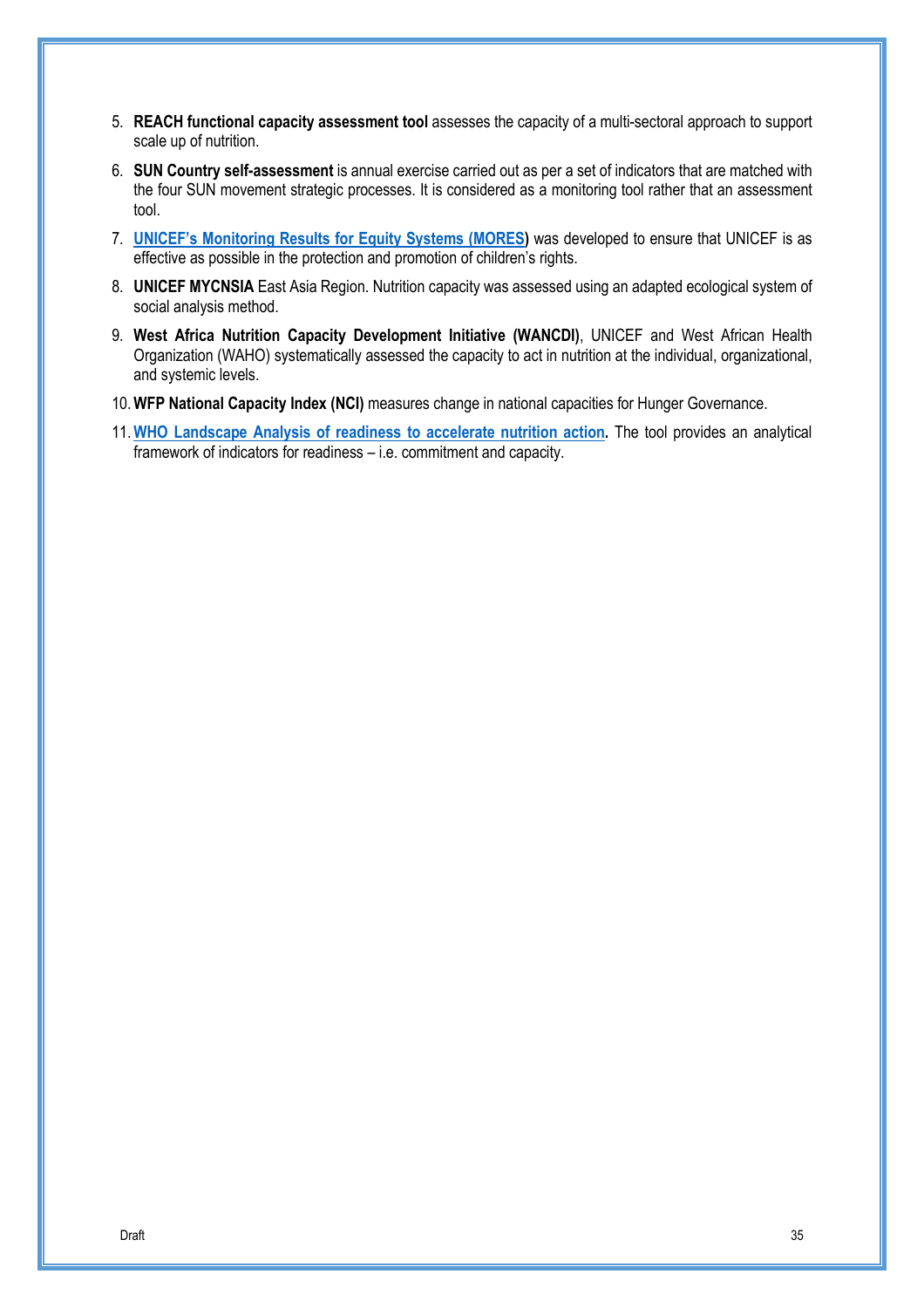5. **REACH functional capacity assessment tool** assesses the capacity of a multi-sectoral approach to support scale up of nutrition.
6. **SUN Country self-assessment** is annual exercise carried out as per a set of indicators that are matched with the four SUN movement strategic processes. It is considered as a monitoring tool rather that an assessment tool.
7. **UNICEF's Monitoring Results for Equity Systems (MORES)** was developed to ensure that UNICEF is as effective as possible in the protection and promotion of children's rights.
8. **UNICEF MYCNSIA** East Asia Region. Nutrition capacity was assessed using an adapted ecological system of social analysis method.
9. **West Africa Nutrition Capacity Development Initiative (WANCDI)**, UNICEF and West African Health Organization (WAHO) systematically assessed the capacity to act in nutrition at the individual, organizational, and systemic levels.
10. **WFP National Capacity Index (NCI)** measures change in national capacities for Hunger Governance.
11. **WHO Landscape Analysis of readiness to accelerate nutrition action.** The tool provides an analytical framework of indicators for readiness – i.e. commitment and capacity.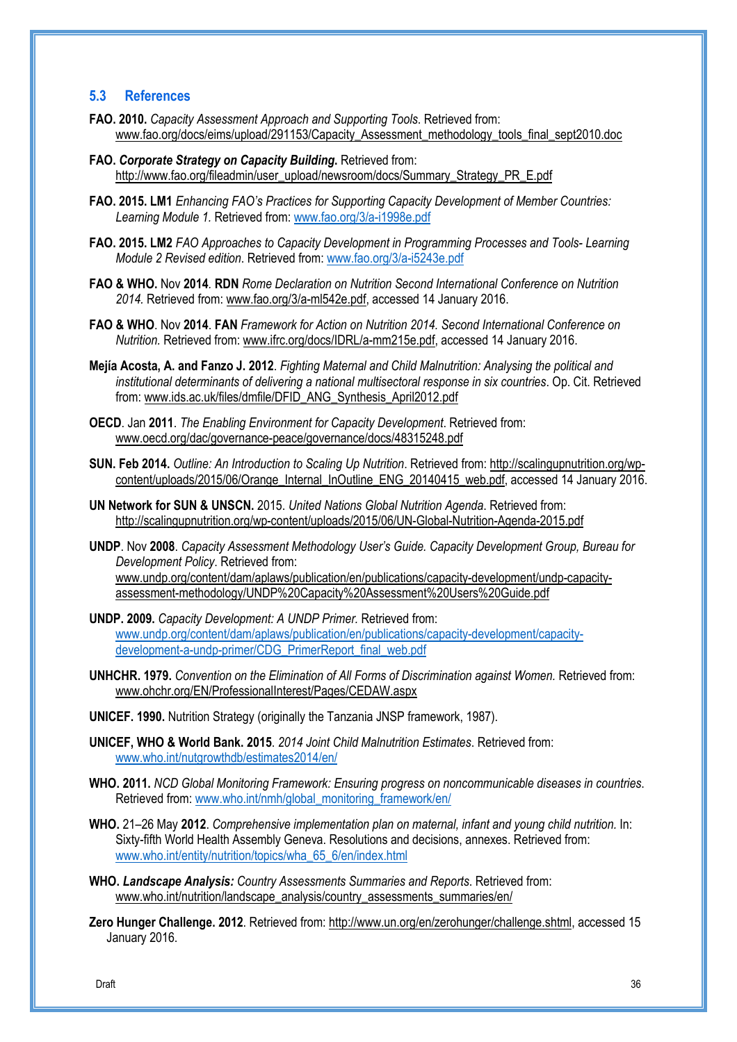### 5.3 References

**FAO. 2010.** *Capacity Assessment Approach and Supporting Tools*. Retrieved from: www.fao.org/docs/eims/upload/291153/Capacity_Assessment_methodology_tools_final_sept2010.doc

**FAO.** ***Corporate Strategy on Capacity Building.*** Retrieved from: http://www.fao.org/fileadmin/user_upload/newsroom/docs/Summary_Strategy_PR_E.pdf

**FAO. 2015. LM1** *Enhancing FAO's Practices for Supporting Capacity Development of Member Countries: Learning Module 1.* Retrieved from: www.fao.org/3/a-i1998e.pdf

**FAO. 2015. LM2** *FAO Approaches to Capacity Development in Programming Processes and Tools- Learning Module 2 Revised edition*. Retrieved from: www.fao.org/3/a-i5243e.pdf

**FAO & WHO.** Nov **2014**. **RDN** *Rome Declaration on Nutrition Second International Conference on Nutrition 2014.* Retrieved from: www.fao.org/3/a-ml542e.pdf, accessed 14 January 2016.

**FAO & WHO**. Nov **2014**. **FAN** *Framework for Action on Nutrition 2014. Second International Conference on Nutrition.* Retrieved from: www.ifrc.org/docs/IDRL/a-mm215e.pdf, accessed 14 January 2016.

**Mejía Acosta, A. and Fanzo J. 2012**. *Fighting Maternal and Child Malnutrition: Analysing the political and institutional determinants of delivering a national multisectoral response in six countries*. Op. Cit. Retrieved from: www.ids.ac.uk/files/dmfile/DFID_ANG_Synthesis_April2012.pdf

**OECD**. Jan **2011**. *The Enabling Environment for Capacity Development*. Retrieved from: www.oecd.org/dac/governance-peace/governance/docs/48315248.pdf

**SUN. Feb 2014.** *Outline: An Introduction to Scaling Up Nutrition*. Retrieved from: http://scalingupnutrition.org/wp-content/uploads/2015/06/Orange_Internal_InOutline_ENG_20140415_web.pdf, accessed 14 January 2016.

**UN Network for SUN & UNSCN.** 2015. *United Nations Global Nutrition Agenda*. Retrieved from: http://scalingupnutrition.org/wp-content/uploads/2015/06/UN-Global-Nutrition-Agenda-2015.pdf

**UNDP**. Nov **2008**. *Capacity Assessment Methodology User's Guide. Capacity Development Group, Bureau for Development Policy*. Retrieved from: www.undp.org/content/dam/aplaws/publication/en/publications/capacity-development/undp-capacity-assessment-methodology/UNDP%20Capacity%20Assessment%20Users%20Guide.pdf

**UNDP. 2009.** *Capacity Development: A UNDP Primer.* Retrieved from: www.undp.org/content/dam/aplaws/publication/en/publications/capacity-development/capacity-development-a-undp-primer/CDG_PrimerReport_final_web.pdf

**UNHCHR. 1979.** *Convention on the Elimination of All Forms of Discrimination against Women.* Retrieved from: www.ohchr.org/EN/ProfessionalInterest/Pages/CEDAW.aspx

**UNICEF. 1990.** Nutrition Strategy (originally the Tanzania JNSP framework, 1987).

**UNICEF, WHO & World Bank. 2015**. *2014 Joint Child Malnutrition Estimates*. Retrieved from: www.who.int/nutgrowthdb/estimates2014/en/

**WHO. 2011.** *NCD Global Monitoring Framework: Ensuring progress on noncommunicable diseases in countries*. Retrieved from: www.who.int/nmh/global_monitoring_framework/en/

**WHO.** 21–26 May **2012**. *Comprehensive implementation plan on maternal, infant and young child nutrition.* In: Sixty-fifth World Health Assembly Geneva. Resolutions and decisions, annexes. Retrieved from: www.who.int/entity/nutrition/topics/wha_65_6/en/index.html

**WHO.** ***Landscape Analysis:*** *Country Assessments Summaries and Reports*. Retrieved from: www.who.int/nutrition/landscape_analysis/country_assessments_summaries/en/

**Zero Hunger Challenge. 2012**. Retrieved from: http://www.un.org/en/zerohunger/challenge.shtml, accessed 15 January 2016.